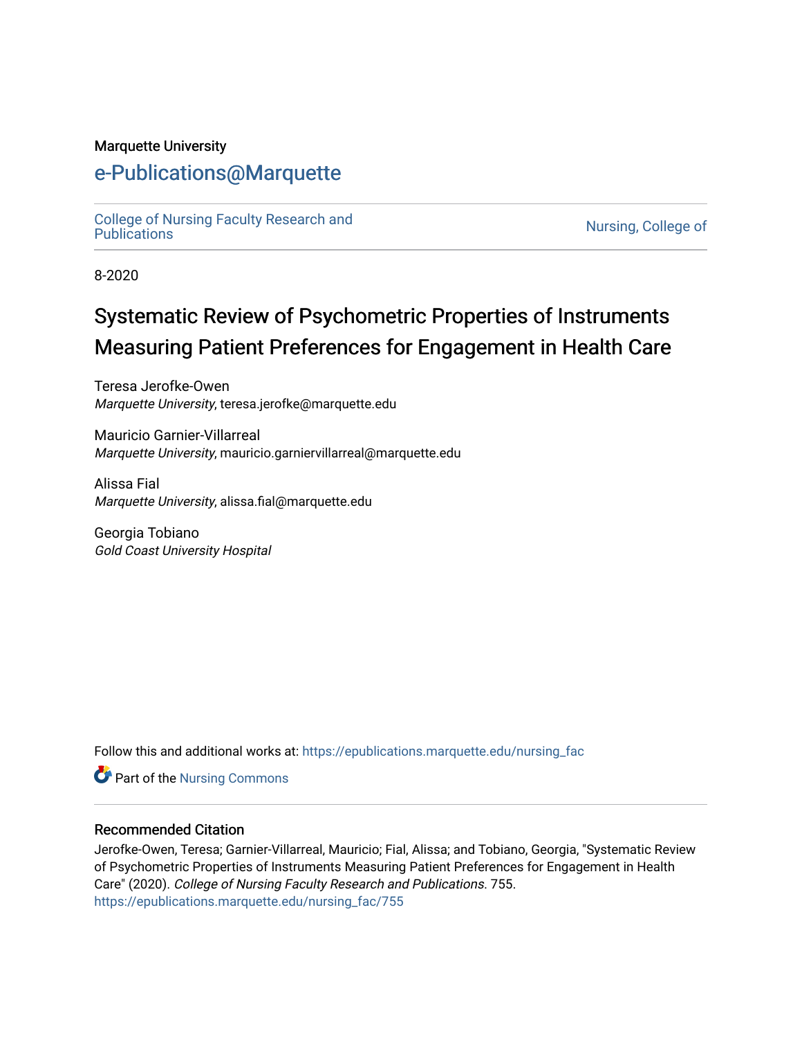Marquette University

# e-Publications@Marquette

College of Nursing Faculty Research and Publications

Nursing, College of

8-2020

# Systematic Review of Psychometric Properties of Instruments Measuring Patient Preferences for Engagement in Health Care

Teresa Jerofke-Owen
*Marquette University*, teresa.jerofke@marquette.edu

Mauricio Garnier-Villarreal
*Marquette University*, mauricio.garniervillarreal@marquette.edu

Alissa Fial
*Marquette University*, alissa.fial@marquette.edu

Georgia Tobiano
*Gold Coast University Hospital*

Follow this and additional works at: https://epublications.marquette.edu/nursing_fac

Part of the Nursing Commons

## Recommended Citation

Jerofke-Owen, Teresa; Garnier-Villarreal, Mauricio; Fial, Alissa; and Tobiano, Georgia, "Systematic Review of Psychometric Properties of Instruments Measuring Patient Preferences for Engagement in Health Care" (2020). *College of Nursing Faculty Research and Publications*. 755.
https://epublications.marquette.edu/nursing_fac/755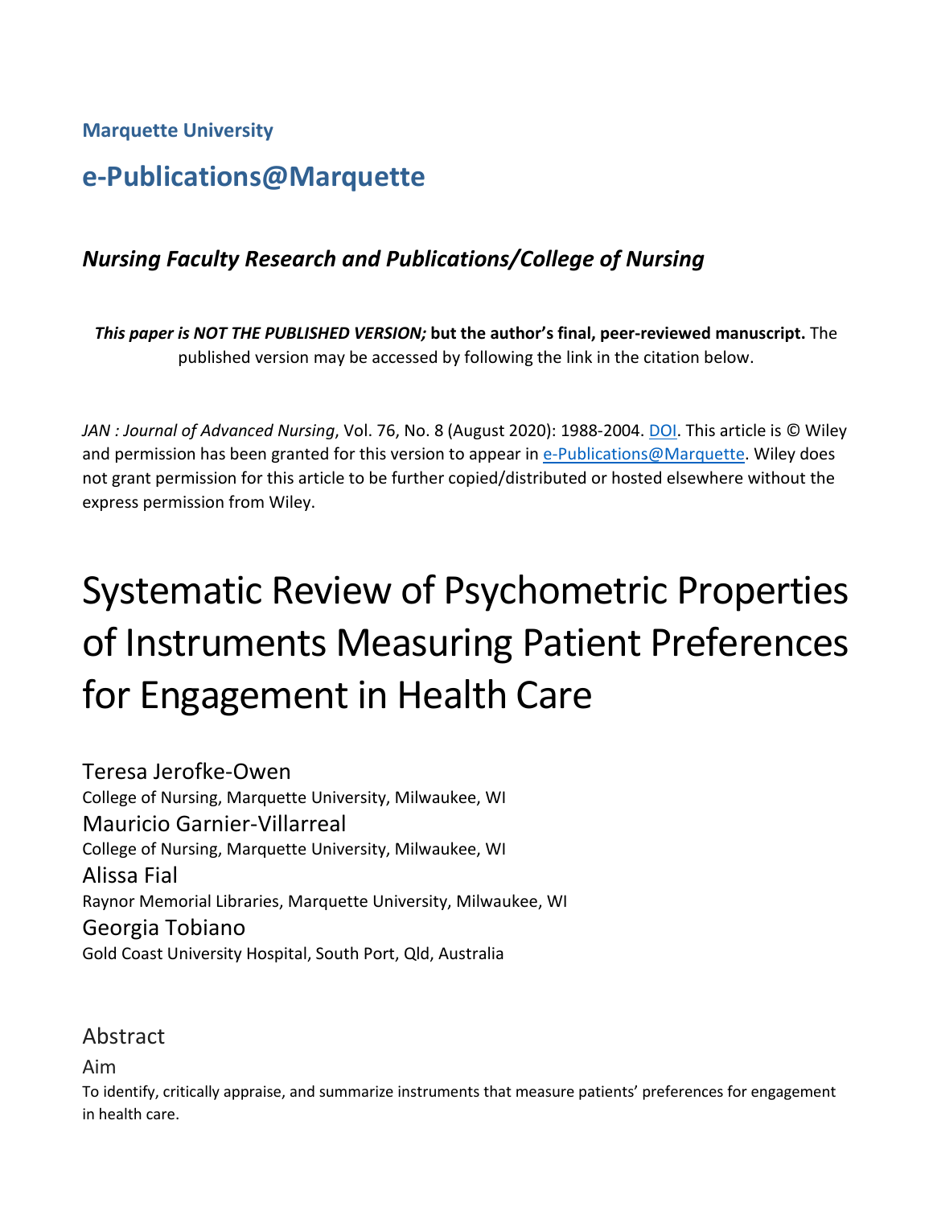Marquette University

# e-Publications@Marquette

### *Nursing Faculty Research and Publications/College of Nursing*

***This paper is NOT THE PUBLISHED VERSION;* but the author's final, peer-reviewed manuscript.** The published version may be accessed by following the link in the citation below.

*JAN : Journal of Advanced Nursing*, Vol. 76, No. 8 (August 2020): 1988-2004. DOI. This article is © Wiley and permission has been granted for this version to appear in e-Publications@Marquette. Wiley does not grant permission for this article to be further copied/distributed or hosted elsewhere without the express permission from Wiley.

# Systematic Review of Psychometric Properties of Instruments Measuring Patient Preferences for Engagement in Health Care

Teresa Jerofke-Owen
College of Nursing, Marquette University, Milwaukee, WI

Mauricio Garnier-Villarreal
College of Nursing, Marquette University, Milwaukee, WI

Alissa Fial
Raynor Memorial Libraries, Marquette University, Milwaukee, WI

Georgia Tobiano
Gold Coast University Hospital, South Port, Qld, Australia

## Abstract

### Aim

To identify, critically appraise, and summarize instruments that measure patients' preferences for engagement in health care.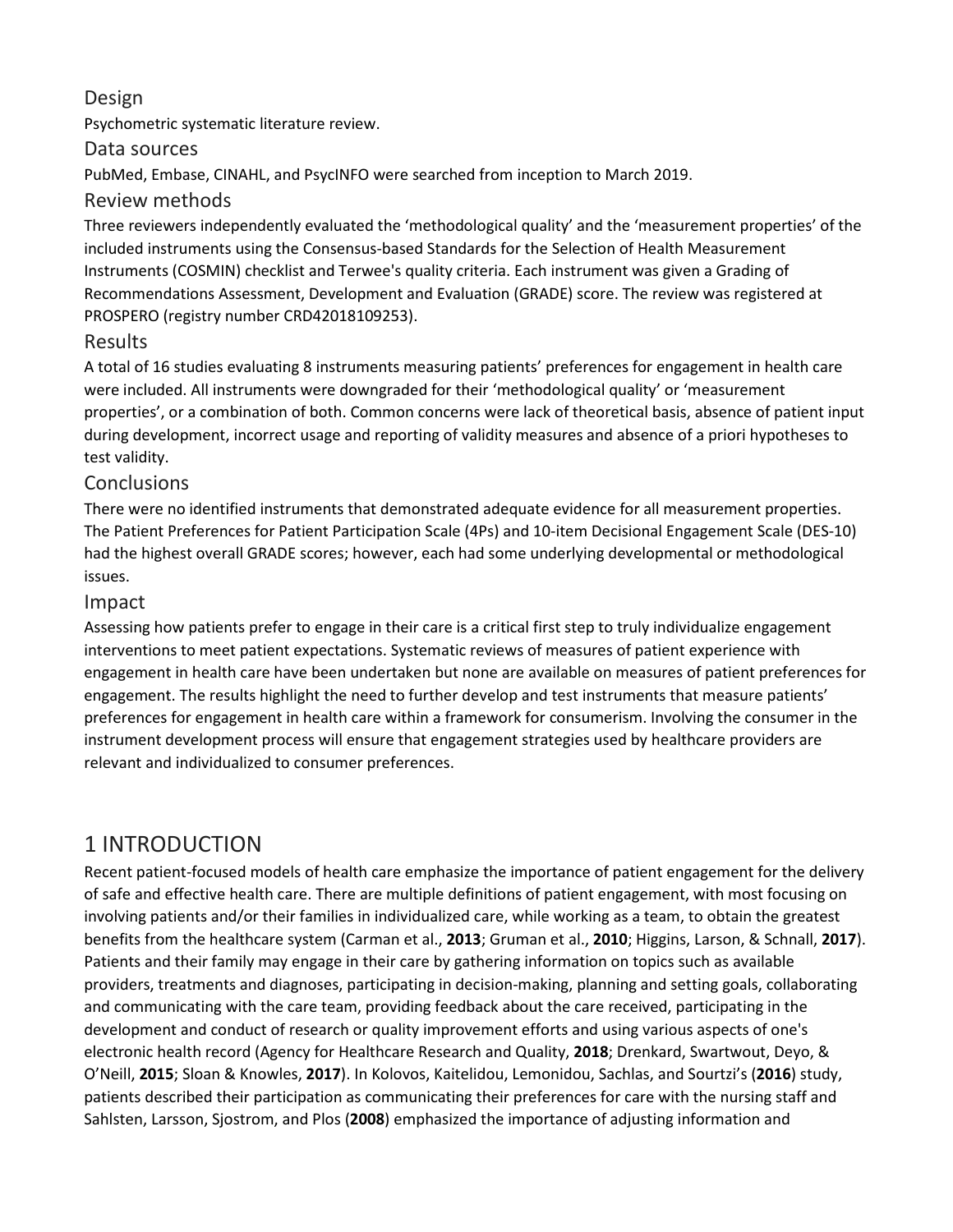### Design

Psychometric systematic literature review.

### Data sources

PubMed, Embase, CINAHL, and PsycINFO were searched from inception to March 2019.

### Review methods

Three reviewers independently evaluated the 'methodological quality' and the 'measurement properties' of the included instruments using the Consensus-based Standards for the Selection of Health Measurement Instruments (COSMIN) checklist and Terwee's quality criteria. Each instrument was given a Grading of Recommendations Assessment, Development and Evaluation (GRADE) score. The review was registered at PROSPERO (registry number CRD42018109253).

### Results

A total of 16 studies evaluating 8 instruments measuring patients' preferences for engagement in health care were included. All instruments were downgraded for their 'methodological quality' or 'measurement properties', or a combination of both. Common concerns were lack of theoretical basis, absence of patient input during development, incorrect usage and reporting of validity measures and absence of a priori hypotheses to test validity.

### Conclusions

There were no identified instruments that demonstrated adequate evidence for all measurement properties. The Patient Preferences for Patient Participation Scale (4Ps) and 10-item Decisional Engagement Scale (DES-10) had the highest overall GRADE scores; however, each had some underlying developmental or methodological issues.

### Impact

Assessing how patients prefer to engage in their care is a critical first step to truly individualize engagement interventions to meet patient expectations. Systematic reviews of measures of patient experience with engagement in health care have been undertaken but none are available on measures of patient preferences for engagement. The results highlight the need to further develop and test instruments that measure patients' preferences for engagement in health care within a framework for consumerism. Involving the consumer in the instrument development process will ensure that engagement strategies used by healthcare providers are relevant and individualized to consumer preferences.

## 1 INTRODUCTION

Recent patient-focused models of health care emphasize the importance of patient engagement for the delivery of safe and effective health care. There are multiple definitions of patient engagement, with most focusing on involving patients and/or their families in individualized care, while working as a team, to obtain the greatest benefits from the healthcare system (Carman et al., **2013**; Gruman et al., **2010**; Higgins, Larson, & Schnall, **2017**). Patients and their family may engage in their care by gathering information on topics such as available providers, treatments and diagnoses, participating in decision-making, planning and setting goals, collaborating and communicating with the care team, providing feedback about the care received, participating in the development and conduct of research or quality improvement efforts and using various aspects of one's electronic health record (Agency for Healthcare Research and Quality, **2018**; Drenkard, Swartwout, Deyo, & O'Neill, **2015**; Sloan & Knowles, **2017**). In Kolovos, Kaitelidou, Lemonidou, Sachlas, and Sourtzi's (**2016**) study, patients described their participation as communicating their preferences for care with the nursing staff and Sahlsten, Larsson, Sjostrom, and Plos (**2008**) emphasized the importance of adjusting information and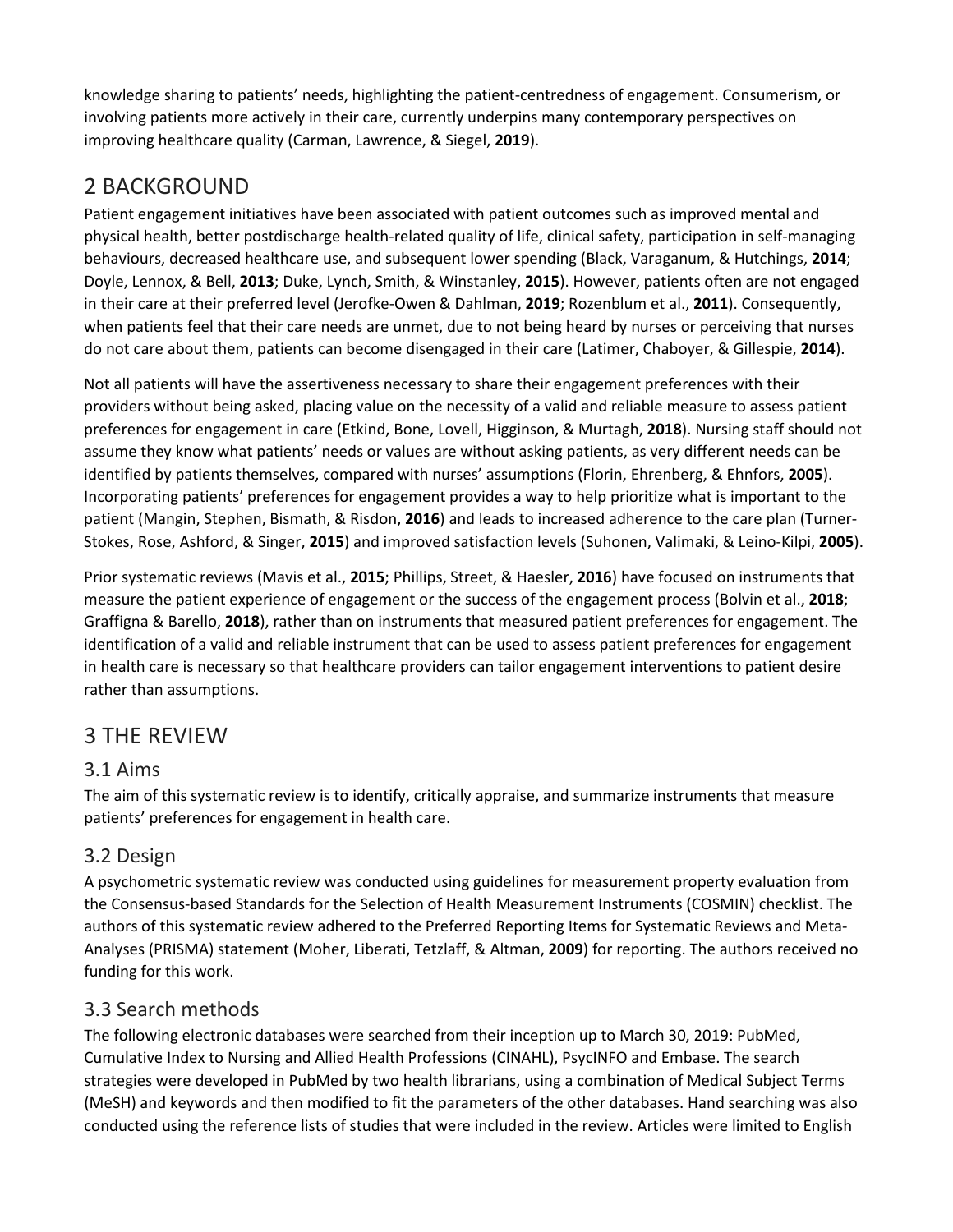knowledge sharing to patients' needs, highlighting the patient-centredness of engagement. Consumerism, or involving patients more actively in their care, currently underpins many contemporary perspectives on improving healthcare quality (Carman, Lawrence, & Siegel, **2019**).

# 2 BACKGROUND

Patient engagement initiatives have been associated with patient outcomes such as improved mental and physical health, better postdischarge health-related quality of life, clinical safety, participation in self-managing behaviours, decreased healthcare use, and subsequent lower spending (Black, Varaganum, & Hutchings, **2014**; Doyle, Lennox, & Bell, **2013**; Duke, Lynch, Smith, & Winstanley, **2015**). However, patients often are not engaged in their care at their preferred level (Jerofke-Owen & Dahlman, **2019**; Rozenblum et al., **2011**). Consequently, when patients feel that their care needs are unmet, due to not being heard by nurses or perceiving that nurses do not care about them, patients can become disengaged in their care (Latimer, Chaboyer, & Gillespie, **2014**).

Not all patients will have the assertiveness necessary to share their engagement preferences with their providers without being asked, placing value on the necessity of a valid and reliable measure to assess patient preferences for engagement in care (Etkind, Bone, Lovell, Higginson, & Murtagh, **2018**). Nursing staff should not assume they know what patients' needs or values are without asking patients, as very different needs can be identified by patients themselves, compared with nurses' assumptions (Florin, Ehrenberg, & Ehnfors, **2005**). Incorporating patients' preferences for engagement provides a way to help prioritize what is important to the patient (Mangin, Stephen, Bismath, & Risdon, **2016**) and leads to increased adherence to the care plan (Turner-Stokes, Rose, Ashford, & Singer, **2015**) and improved satisfaction levels (Suhonen, Valimaki, & Leino-Kilpi, **2005**).

Prior systematic reviews (Mavis et al., **2015**; Phillips, Street, & Haesler, **2016**) have focused on instruments that measure the patient experience of engagement or the success of the engagement process (Bolvin et al., **2018**; Graffigna & Barello, **2018**), rather than on instruments that measured patient preferences for engagement. The identification of a valid and reliable instrument that can be used to assess patient preferences for engagement in health care is necessary so that healthcare providers can tailor engagement interventions to patient desire rather than assumptions.

# 3 THE REVIEW

## 3.1 Aims

The aim of this systematic review is to identify, critically appraise, and summarize instruments that measure patients' preferences for engagement in health care.

## 3.2 Design

A psychometric systematic review was conducted using guidelines for measurement property evaluation from the Consensus-based Standards for the Selection of Health Measurement Instruments (COSMIN) checklist. The authors of this systematic review adhered to the Preferred Reporting Items for Systematic Reviews and Meta-Analyses (PRISMA) statement (Moher, Liberati, Tetzlaff, & Altman, **2009**) for reporting. The authors received no funding for this work.

## 3.3 Search methods

The following electronic databases were searched from their inception up to March 30, 2019: PubMed, Cumulative Index to Nursing and Allied Health Professions (CINAHL), PsycINFO and Embase. The search strategies were developed in PubMed by two health librarians, using a combination of Medical Subject Terms (MeSH) and keywords and then modified to fit the parameters of the other databases. Hand searching was also conducted using the reference lists of studies that were included in the review. Articles were limited to English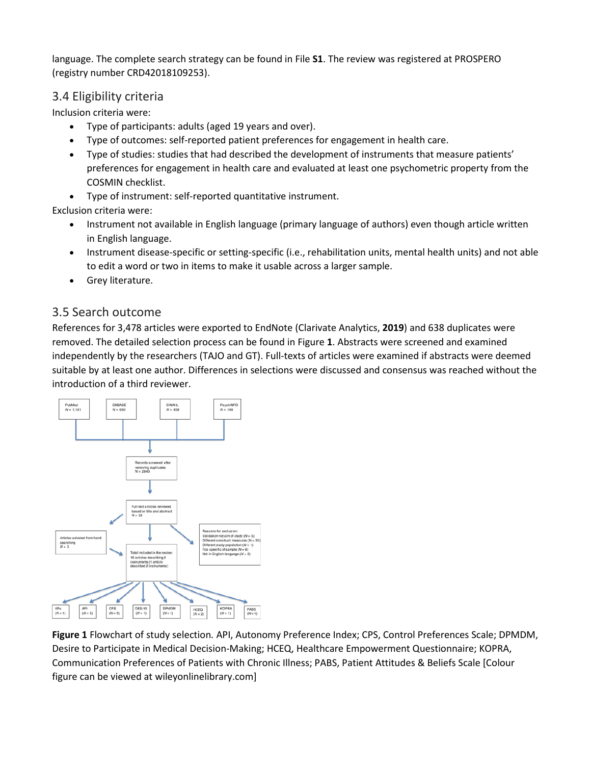language. The complete search strategy can be found in File **S1**. The review was registered at PROSPERO (registry number CRD42018109253).

## 3.4 Eligibility criteria

Inclusion criteria were:

- Type of participants: adults (aged 19 years and over).
- Type of outcomes: self-reported patient preferences for engagement in health care.
- Type of studies: studies that had described the development of instruments that measure patients' preferences for engagement in health care and evaluated at least one psychometric property from the COSMIN checklist.
- Type of instrument: self-reported quantitative instrument.

Exclusion criteria were:

- Instrument not available in English language (primary language of authors) even though article written in English language.
- Instrument disease-specific or setting-specific (i.e., rehabilitation units, mental health units) and not able to edit a word or two in items to make it usable across a larger sample.
- Grey literature.

## 3.5 Search outcome

References for 3,478 articles were exported to EndNote (Clarivate Analytics, **2019**) and 638 duplicates were removed. The detailed selection process can be found in Figure **1**. Abstracts were screened and examined independently by the researchers (TAJO and GT). Full-texts of articles were examined if abstracts were deemed suitable by at least one author. Differences in selections were discussed and consensus was reached without the introduction of a third reviewer.

**Figure 1** Flowchart of study selection. API, Autonomy Preference Index; CPS, Control Preferences Scale; DPMDM, Desire to Participate in Medical Decision-Making; HCEQ, Healthcare Empowerment Questionnaire; KOPRA, Communication Preferences of Patients with Chronic Illness; PABS, Patient Attitudes & Beliefs Scale [Colour figure can be viewed at wileyonlinelibrary.com]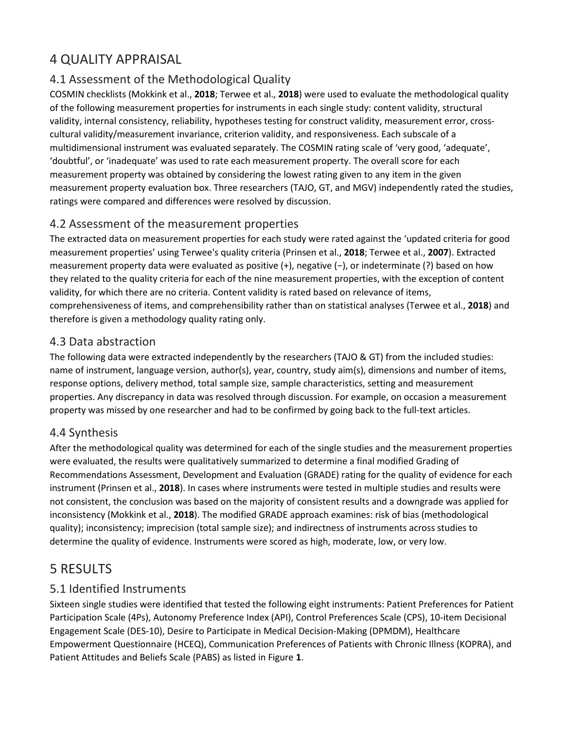# 4 QUALITY APPRAISAL

## 4.1 Assessment of the Methodological Quality

COSMIN checklists (Mokkink et al., **2018**; Terwee et al., **2018**) were used to evaluate the methodological quality of the following measurement properties for instruments in each single study: content validity, structural validity, internal consistency, reliability, hypotheses testing for construct validity, measurement error, cross-cultural validity/measurement invariance, criterion validity, and responsiveness. Each subscale of a multidimensional instrument was evaluated separately. The COSMIN rating scale of 'very good, 'adequate', 'doubtful', or 'inadequate' was used to rate each measurement property. The overall score for each measurement property was obtained by considering the lowest rating given to any item in the given measurement property evaluation box. Three researchers (TAJO, GT, and MGV) independently rated the studies, ratings were compared and differences were resolved by discussion.

## 4.2 Assessment of the measurement properties

The extracted data on measurement properties for each study were rated against the 'updated criteria for good measurement properties' using Terwee's quality criteria (Prinsen et al., **2018**; Terwee et al., **2007**). Extracted measurement property data were evaluated as positive (+), negative (−), or indeterminate (?) based on how they related to the quality criteria for each of the nine measurement properties, with the exception of content validity, for which there are no criteria. Content validity is rated based on relevance of items, comprehensiveness of items, and comprehensibility rather than on statistical analyses (Terwee et al., **2018**) and therefore is given a methodology quality rating only.

## 4.3 Data abstraction

The following data were extracted independently by the researchers (TAJO & GT) from the included studies: name of instrument, language version, author(s), year, country, study aim(s), dimensions and number of items, response options, delivery method, total sample size, sample characteristics, setting and measurement properties. Any discrepancy in data was resolved through discussion. For example, on occasion a measurement property was missed by one researcher and had to be confirmed by going back to the full-text articles.

## 4.4 Synthesis

After the methodological quality was determined for each of the single studies and the measurement properties were evaluated, the results were qualitatively summarized to determine a final modified Grading of Recommendations Assessment, Development and Evaluation (GRADE) rating for the quality of evidence for each instrument (Prinsen et al., **2018**). In cases where instruments were tested in multiple studies and results were not consistent, the conclusion was based on the majority of consistent results and a downgrade was applied for inconsistency (Mokkink et al., **2018**). The modified GRADE approach examines: risk of bias (methodological quality); inconsistency; imprecision (total sample size); and indirectness of instruments across studies to determine the quality of evidence. Instruments were scored as high, moderate, low, or very low.

# 5 RESULTS

## 5.1 Identified Instruments

Sixteen single studies were identified that tested the following eight instruments: Patient Preferences for Patient Participation Scale (4Ps), Autonomy Preference Index (API), Control Preferences Scale (CPS), 10-item Decisional Engagement Scale (DES-10), Desire to Participate in Medical Decision-Making (DPMDM), Healthcare Empowerment Questionnaire (HCEQ), Communication Preferences of Patients with Chronic Illness (KOPRA), and Patient Attitudes and Beliefs Scale (PABS) as listed in Figure **1**.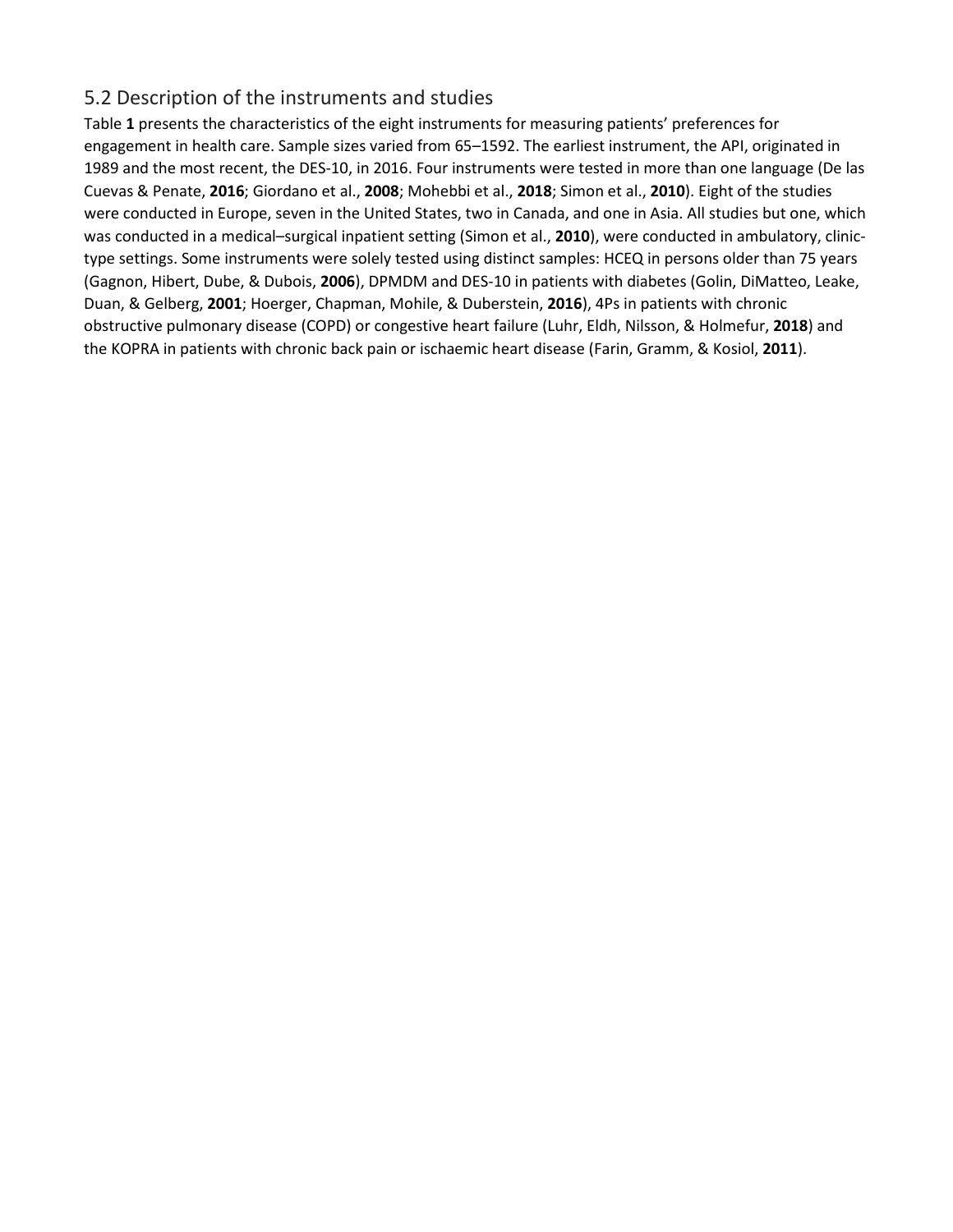## 5.2 Description of the instruments and studies

Table **1** presents the characteristics of the eight instruments for measuring patients' preferences for engagement in health care. Sample sizes varied from 65–1592. The earliest instrument, the API, originated in 1989 and the most recent, the DES-10, in 2016. Four instruments were tested in more than one language (De las Cuevas & Penate, **2016**; Giordano et al., **2008**; Mohebbi et al., **2018**; Simon et al., **2010**). Eight of the studies were conducted in Europe, seven in the United States, two in Canada, and one in Asia. All studies but one, which was conducted in a medical–surgical inpatient setting (Simon et al., **2010**), were conducted in ambulatory, clinic-type settings. Some instruments were solely tested using distinct samples: HCEQ in persons older than 75 years (Gagnon, Hibert, Dube, & Dubois, **2006**), DPMDM and DES-10 in patients with diabetes (Golin, DiMatteo, Leake, Duan, & Gelberg, **2001**; Hoerger, Chapman, Mohile, & Duberstein, **2016**), 4Ps in patients with chronic obstructive pulmonary disease (COPD) or congestive heart failure (Luhr, Eldh, Nilsson, & Holmefur, **2018**) and the KOPRA in patients with chronic back pain or ischaemic heart disease (Farin, Gramm, & Kosiol, **2011**).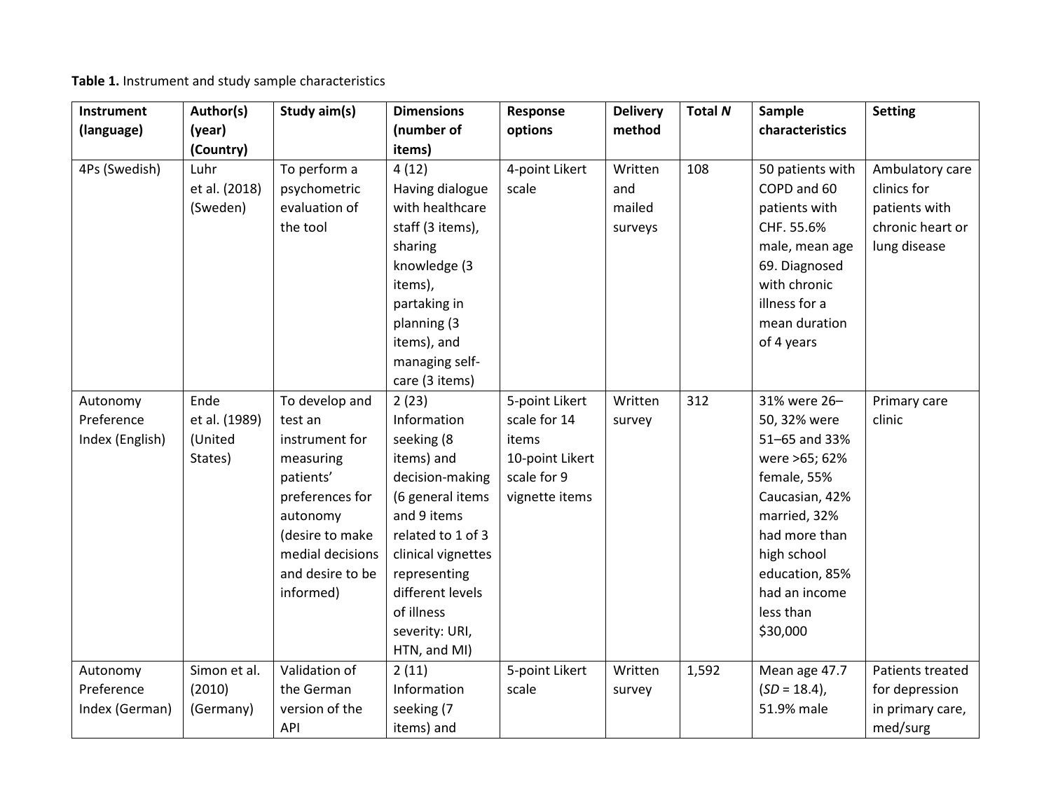**Table 1.** Instrument and study sample characteristics

| Instrument (language) | Author(s) (year) (Country) | Study aim(s) | Dimensions (number of items) | Response options | Delivery method | Total *N* | Sample characteristics | Setting |
|---|---|---|---|---|---|---|---|---|
| 4Ps (Swedish) | Luhr et al. (2018) (Sweden) | To perform a psychometric evaluation of the tool | 4 (12) Having dialogue with healthcare staff (3 items), sharing knowledge (3 items), partaking in planning (3 items), and managing self-care (3 items) | 4-point Likert scale | Written and mailed surveys | 108 | 50 patients with COPD and 60 patients with CHF. 55.6% male, mean age 69. Diagnosed with chronic illness for a mean duration of 4 years | Ambulatory care clinics for patients with chronic heart or lung disease |
| Autonomy Preference Index (English) | Ende et al. (1989) (United States) | To develop and test an instrument for measuring patients' preferences for autonomy (desire to make medial decisions and desire to be informed) | 2 (23) Information seeking (8 items) and decision-making (6 general items and 9 items related to 1 of 3 clinical vignettes representing different levels of illness severity: URI, HTN, and MI) | 5-point Likert scale for 14 items 10-point Likert scale for 9 vignette items | Written survey | 312 | 31% were 26–50, 32% were 51–65 and 33% were >65; 62% female, 55% Caucasian, 42% married, 32% had more than high school education, 85% had an income less than $30,000 | Primary care clinic |
| Autonomy Preference Index (German) | Simon et al. (2010) (Germany) | Validation of the German version of the API | 2 (11) Information seeking (7 items) and | 5-point Likert scale | Written survey | 1,592 | Mean age 47.7 (*SD* = 18.4), 51.9% male | Patients treated for depression in primary care, med/surg |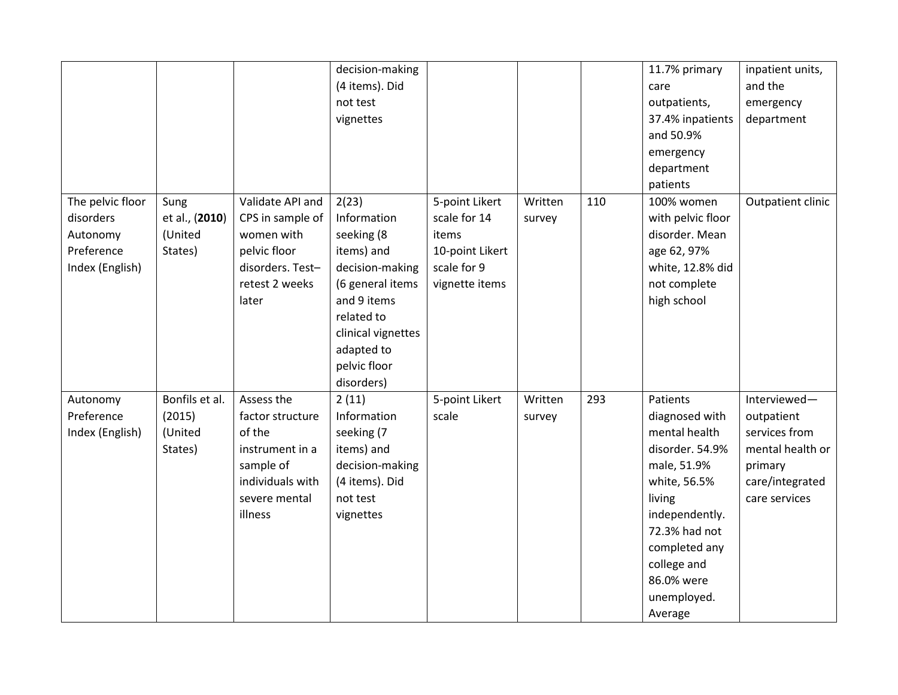| | | | | | | | | |
|---|---|---|---|---|---|---|---|---|
| | | | decision-making (4 items). Did not test vignettes | | | | 11.7% primary care outpatients, 37.4% inpatients and 50.9% emergency department patients | inpatient units, and the emergency department |
| The pelvic floor disorders Autonomy Preference Index (English) | Sung et al., (**2010**) (United States) | Validate API and CPS in sample of women with pelvic floor disorders. Test–retest 2 weeks later | 2(23) Information seeking (8 items) and decision-making (6 general items and 9 items related to clinical vignettes adapted to pelvic floor disorders) | 5-point Likert scale for 14 items 10-point Likert scale for 9 vignette items | Written survey | 110 | 100% women with pelvic floor disorder. Mean age 62, 97% white, 12.8% did not complete high school | Outpatient clinic |
| Autonomy Preference Index (English) | Bonfils et al. (2015) (United States) | Assess the factor structure of the instrument in a sample of individuals with severe mental illness | 2 (11) Information seeking (7 items) and decision-making (4 items). Did not test vignettes | 5-point Likert scale | Written survey | 293 | Patients diagnosed with mental health disorder. 54.9% male, 51.9% white, 56.5% living independently. 72.3% had not completed any college and 86.0% were unemployed. Average | Interviewed—outpatient services from mental health or primary care/integrated care services |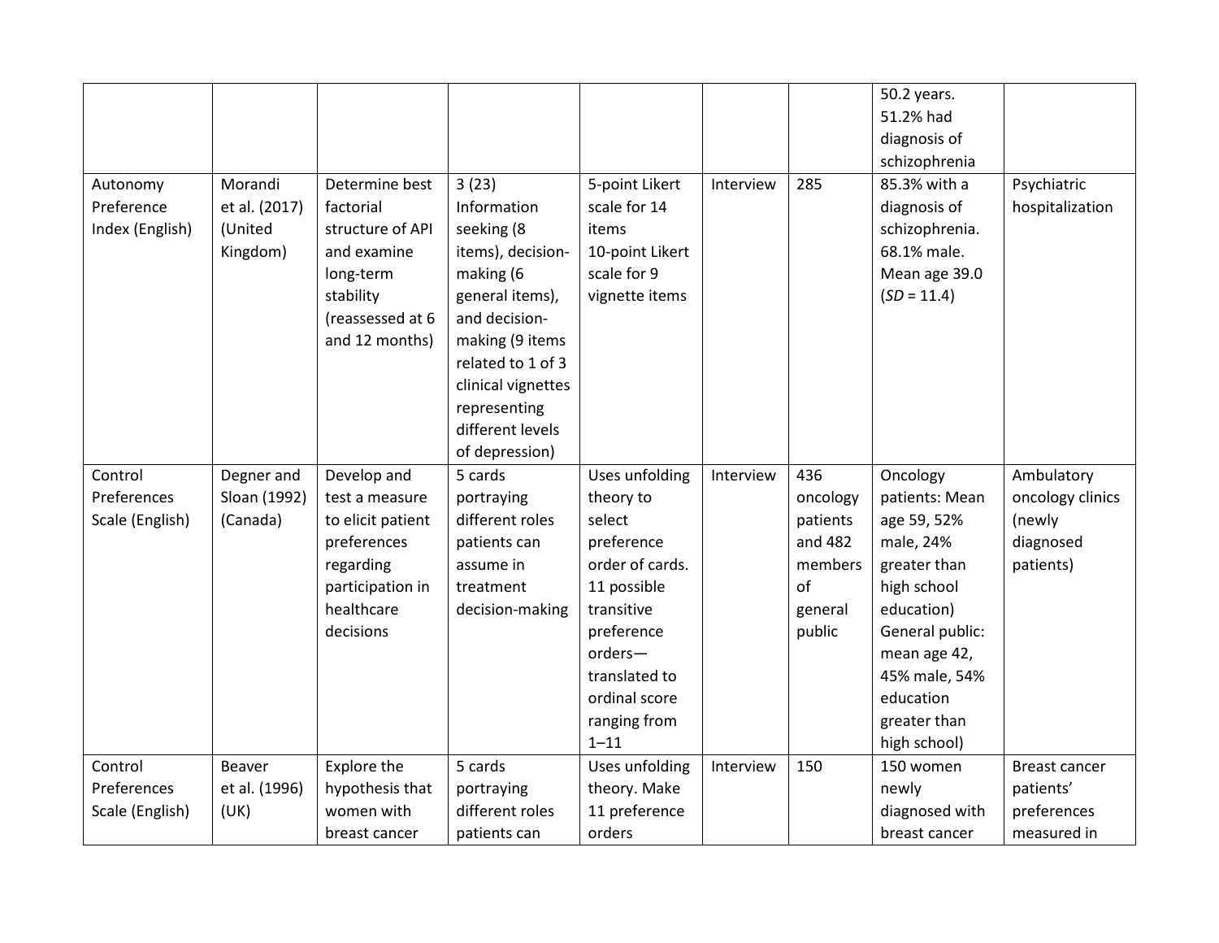| | | | | | | | | |
|---|---|---|---|---|---|---|---|---|
| | | | | | | | 50.2 years. 51.2% had diagnosis of schizophrenia | |
| Autonomy Preference Index (English) | Morandi et al. (2017) (United Kingdom) | Determine best factorial structure of API and examine long-term stability (reassessed at 6 and 12 months) | 3 (23) Information seeking (8 items), decision-making (6 general items), and decision-making (9 items related to 1 of 3 clinical vignettes representing different levels of depression) | 5-point Likert scale for 14 items 10-point Likert scale for 9 vignette items | Interview | 285 | 85.3% with a diagnosis of schizophrenia. 68.1% male. Mean age 39.0 (*SD* = 11.4) | Psychiatric hospitalization |
| Control Preferences Scale (English) | Degner and Sloan (1992) (Canada) | Develop and test a measure to elicit patient preferences regarding participation in healthcare decisions | 5 cards portraying different roles patients can assume in treatment decision-making | Uses unfolding theory to select preference order of cards. 11 possible transitive preference orders—translated to ordinal score ranging from 1–11 | Interview | 436 oncology patients and 482 members of general public | Oncology patients: Mean age 59, 52% male, 24% greater than high school education) General public: mean age 42, 45% male, 54% education greater than high school) | Ambulatory oncology clinics (newly diagnosed patients) |
| Control Preferences Scale (English) | Beaver et al. (1996) (UK) | Explore the hypothesis that women with breast cancer | 5 cards portraying different roles patients can | Uses unfolding theory. Make 11 preference orders | Interview | 150 | 150 women newly diagnosed with breast cancer | Breast cancer patients' preferences measured in |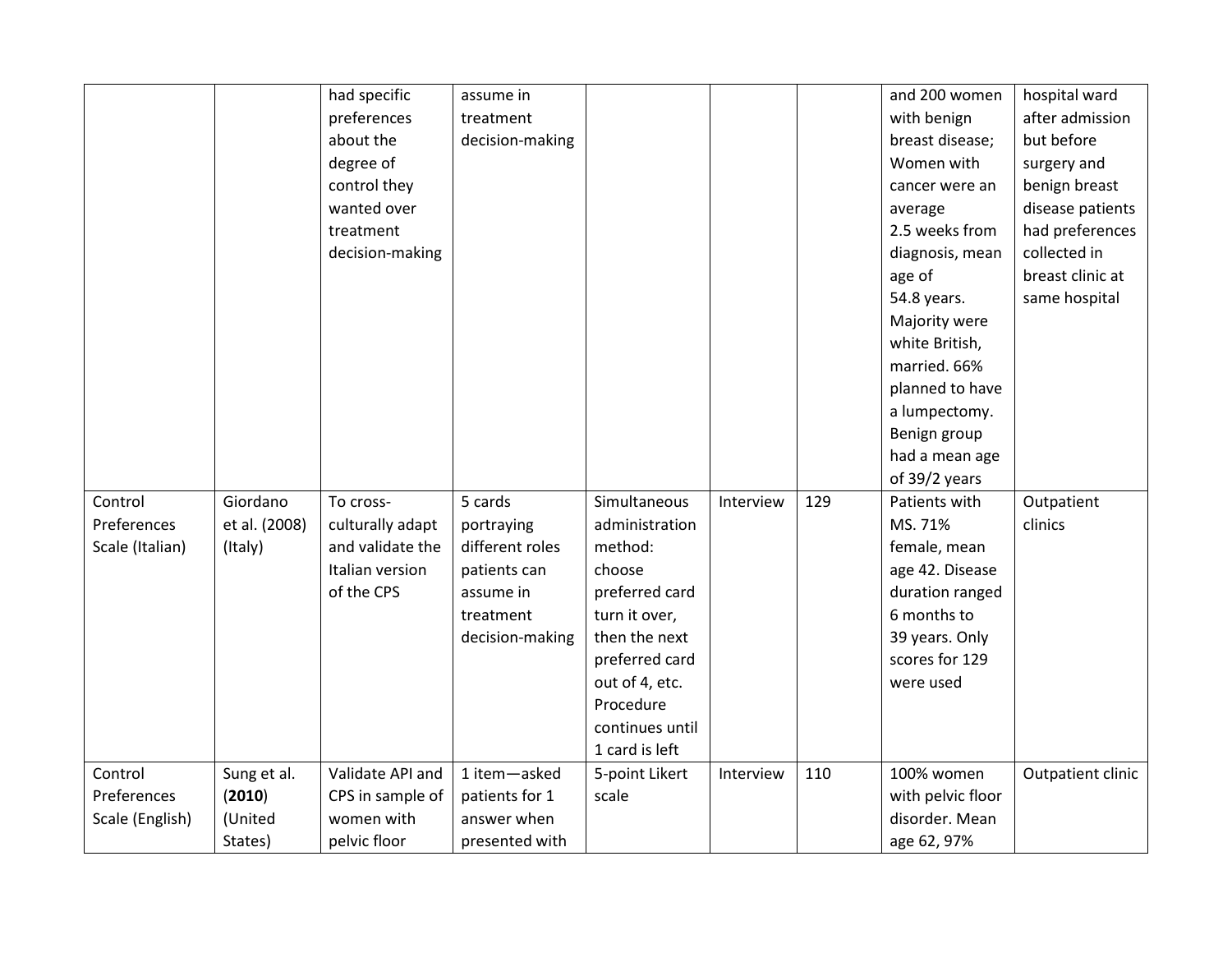| | | | | | | | | |
|---|---|---|---|---|---|---|---|---|
| | | had specific preferences about the degree of control they wanted over treatment decision-making | assume in treatment decision-making | | | | and 200 women with benign breast disease; Women with cancer were an average 2.5 weeks from diagnosis, mean age of 54.8 years. Majority were white British, married. 66% planned to have a lumpectomy. Benign group had a mean age of 39/2 years | hospital ward after admission but before surgery and benign breast disease patients had preferences collected in breast clinic at same hospital |
| Control Preferences Scale (Italian) | Giordano et al. (2008) (Italy) | To cross-culturally adapt and validate the Italian version of the CPS | 5 cards portraying different roles patients can assume in treatment decision-making | Simultaneous administration method: choose preferred card turn it over, then the next preferred card out of 4, etc. Procedure continues until 1 card is left | Interview | 129 | Patients with MS. 71% female, mean age 42. Disease duration ranged 6 months to 39 years. Only scores for 129 were used | Outpatient clinics |
| Control Preferences Scale (English) | Sung et al. (**2010**) (United States) | Validate API and CPS in sample of women with pelvic floor | 1 item—asked patients for 1 answer when presented with | 5-point Likert scale | Interview | 110 | 100% women with pelvic floor disorder. Mean age 62, 97% | Outpatient clinic |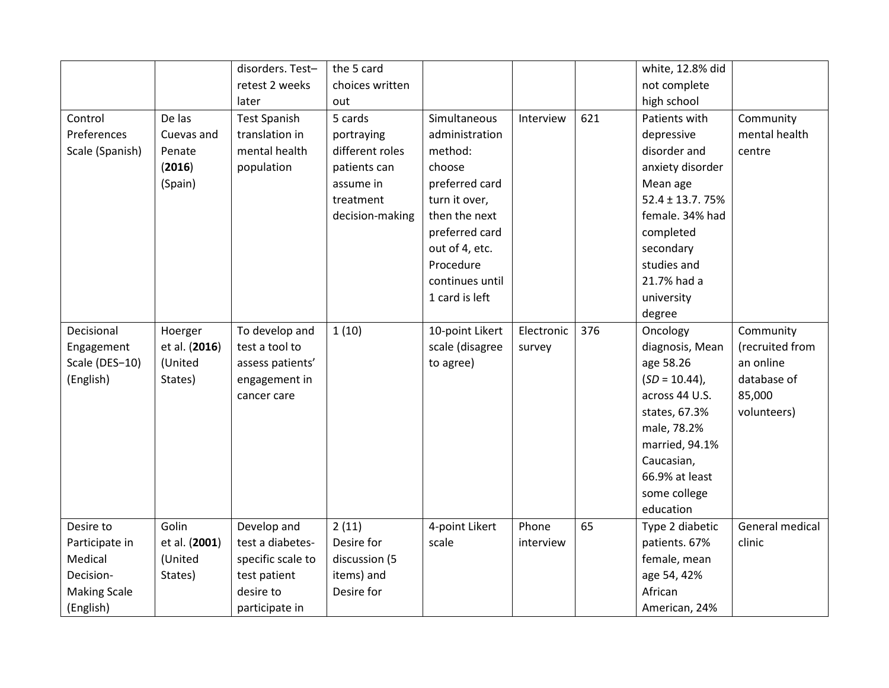| | | | | | | | | |
|---|---|---|---|---|---|---|---|---|
| | | disorders. Test–retest 2 weeks later | the 5 card choices written out | | | | white, 12.8% did not complete high school | |
| Control Preferences Scale (Spanish) | De las Cuevas and Penate (**2016**) (Spain) | Test Spanish translation in mental health population | 5 cards portraying different roles patients can assume in treatment decision-making | Simultaneous administration method: choose preferred card turn it over, then the next preferred card out of 4, etc. Procedure continues until 1 card is left | Interview | 621 | Patients with depressive disorder and anxiety disorder Mean age 52.4 ± 13.7. 75% female. 34% had completed secondary studies and 21.7% had a university degree | Community mental health centre |
| Decisional Engagement Scale (DES−10) (English) | Hoerger et al. (**2016**) (United States) | To develop and test a tool to assess patients' engagement in cancer care | 1 (10) | 10-point Likert scale (disagree to agree) | Electronic survey | 376 | Oncology diagnosis, Mean age 58.26 (*SD* = 10.44), across 44 U.S. states, 67.3% male, 78.2% married, 94.1% Caucasian, 66.9% at least some college education | Community (recruited from an online database of 85,000 volunteers) |
| Desire to Participate in Medical Decision-Making Scale (English) | Golin et al. (**2001**) (United States) | Develop and test a diabetes-specific scale to test patient desire to participate in | 2 (11) Desire for discussion (5 items) and Desire for | 4-point Likert scale | Phone interview | 65 | Type 2 diabetic patients. 67% female, mean age 54, 42% African American, 24% | General medical clinic |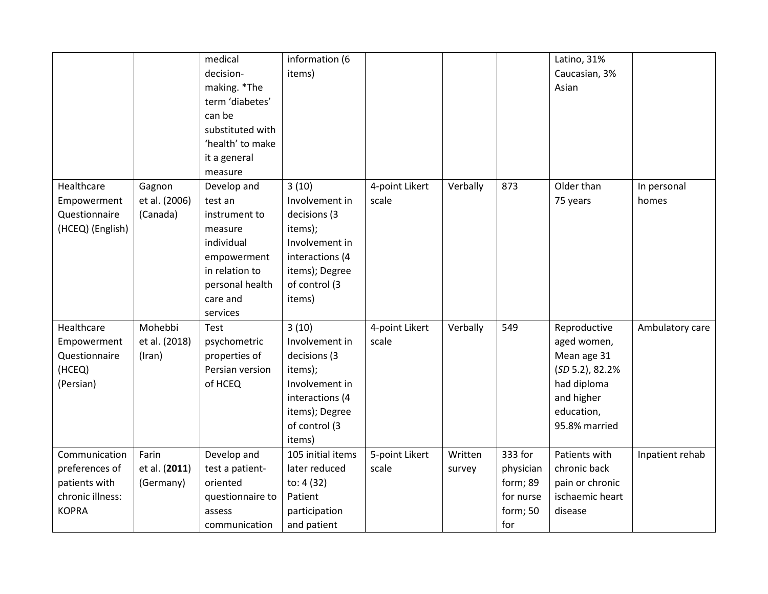| | | | | | | | | |
|---|---|---|---|---|---|---|---|---|
| | | medical decision-making. *The term 'diabetes' can be substituted with 'health' to make it a general measure | information (6 items) | | | | Latino, 31% Caucasian, 3% Asian | |
| Healthcare Empowerment Questionnaire (HCEQ) (English) | Gagnon et al. (2006) (Canada) | Develop and test an instrument to measure individual empowerment in relation to personal health care and services | 3 (10) Involvement in decisions (3 items); Involvement in interactions (4 items); Degree of control (3 items) | 4-point Likert scale | Verbally | 873 | Older than 75 years | In personal homes |
| Healthcare Empowerment Questionnaire (HCEQ) (Persian) | Mohebbi et al. (2018) (Iran) | Test psychometric properties of Persian version of HCEQ | 3 (10) Involvement in decisions (3 items); Involvement in interactions (4 items); Degree of control (3 items) | 4-point Likert scale | Verbally | 549 | Reproductive aged women, Mean age 31 (*SD* 5.2), 82.2% had diploma and higher education, 95.8% married | Ambulatory care |
| Communication preferences of patients with chronic illness: KOPRA | Farin et al. (**2011**) (Germany) | Develop and test a patient-oriented questionnaire to assess communication | 105 initial items later reduced to: 4 (32) Patient participation and patient | 5-point Likert scale | Written survey | 333 for physician form; 89 for nurse form; 50 for | Patients with chronic back pain or chronic ischaemic heart disease | Inpatient rehab |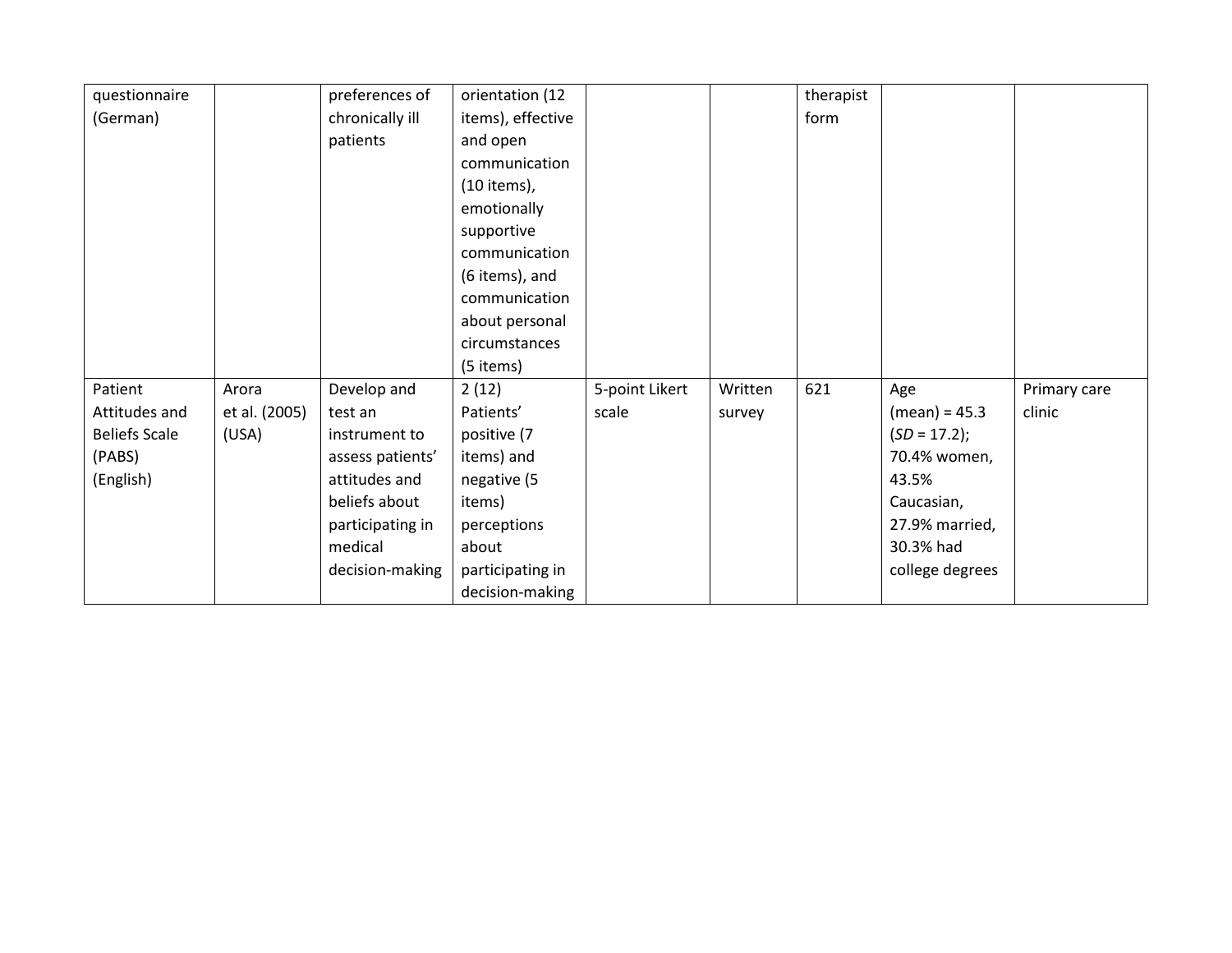| | | | | | | | | |
|---|---|---|---|---|---|---|---|---|
| questionnaire (German) | | preferences of chronically ill patients | orientation (12 items), effective and open communication (10 items), emotionally supportive communication (6 items), and communication about personal circumstances (5 items) | | | therapist form | | |
| Patient Attitudes and Beliefs Scale (PABS) (English) | Arora et al. (2005) (USA) | Develop and test an instrument to assess patients' attitudes and beliefs about participating in medical decision-making | 2 (12) Patients' positive (7 items) and negative (5 items) perceptions about participating in decision-making | 5-point Likert scale | Written survey | 621 | Age (mean) = 45.3 (*SD* = 17.2); 70.4% women, 43.5% Caucasian, 27.9% married, 30.3% had college degrees | Primary care clinic |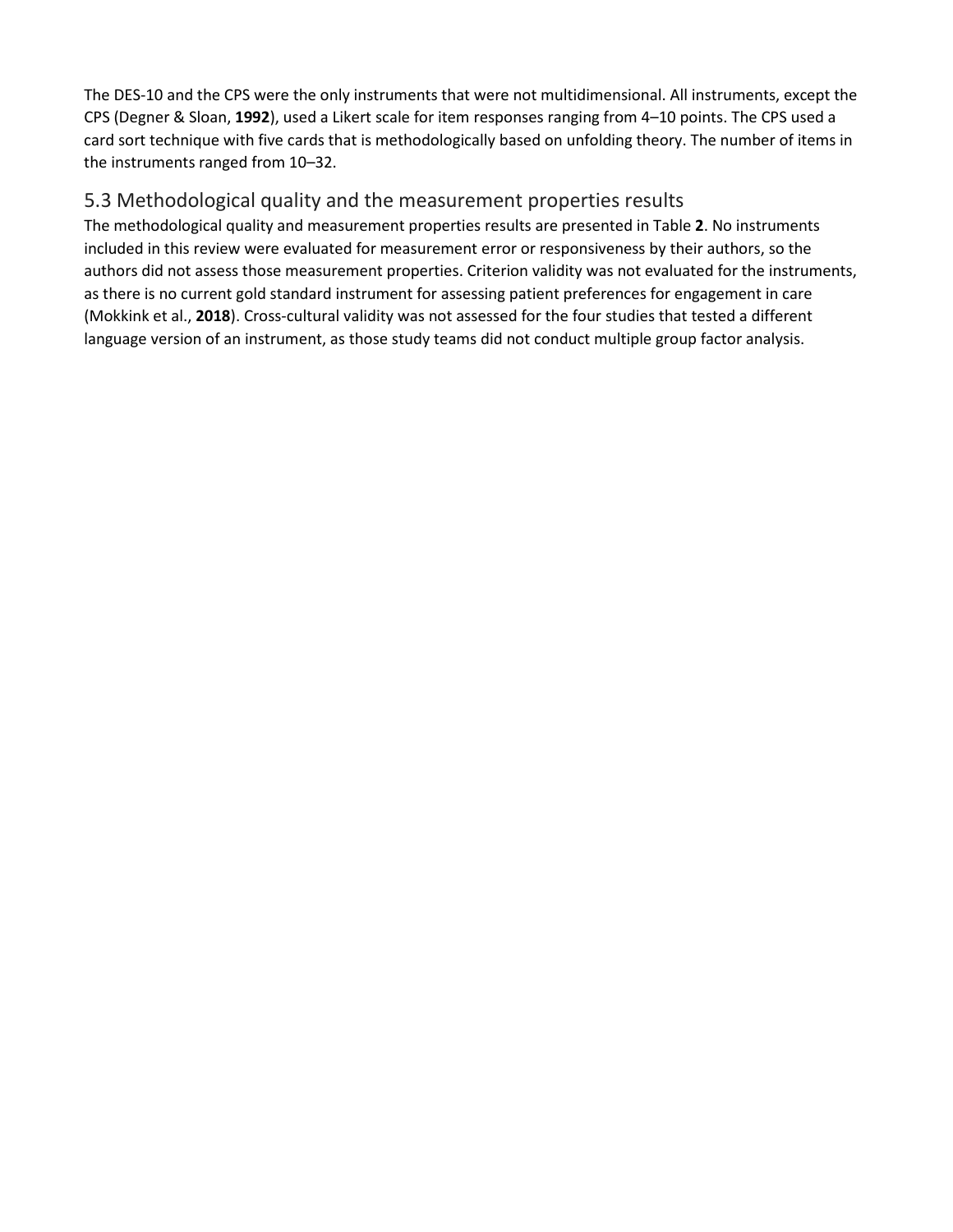The DES-10 and the CPS were the only instruments that were not multidimensional. All instruments, except the CPS (Degner & Sloan, **1992**), used a Likert scale for item responses ranging from 4–10 points. The CPS used a card sort technique with five cards that is methodologically based on unfolding theory. The number of items in the instruments ranged from 10–32.

## 5.3 Methodological quality and the measurement properties results

The methodological quality and measurement properties results are presented in Table **2**. No instruments included in this review were evaluated for measurement error or responsiveness by their authors, so the authors did not assess those measurement properties. Criterion validity was not evaluated for the instruments, as there is no current gold standard instrument for assessing patient preferences for engagement in care (Mokkink et al., **2018**). Cross-cultural validity was not assessed for the four studies that tested a different language version of an instrument, as those study teams did not conduct multiple group factor analysis.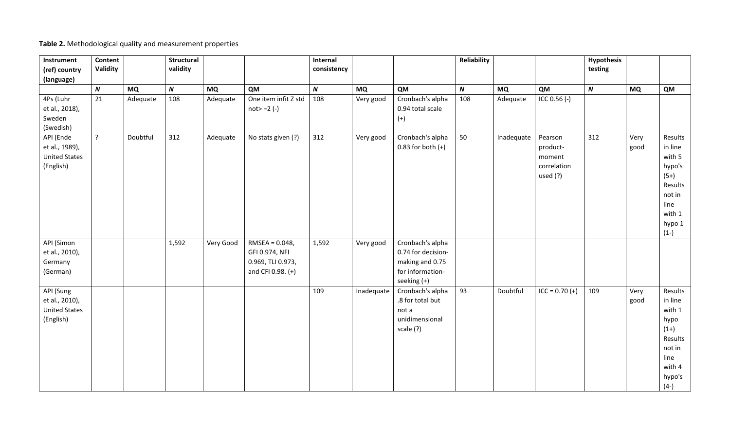**Table 2.** Methodological quality and measurement properties

| Instrument (ref) country (language) | Content Validity | | Structural validity | | | Internal consistency | | | Reliability | | | Hypothesis testing | | |
|---|---|---|---|---|---|---|---|---|---|---|---|---|---|---|
| | ***N*** | **MQ** | ***N*** | **MQ** | **QM** | ***N*** | **MQ** | **QM** | ***N*** | **MQ** | **QM** | ***N*** | **MQ** | **QM** |
| 4Ps (Luhr et al., 2018), Sweden (Swedish) | 21 | Adequate | 108 | Adequate | One item infit Z std not> −2 (-) | 108 | Very good | Cronbach's alpha 0.94 total scale (+) | 108 | Adequate | ICC 0.56 (-) | | | |
| API (Ende et al., 1989), United States (English) | ? | Doubtful | 312 | Adequate | No stats given (?) | 312 | Very good | Cronbach's alpha 0.83 for both (+) | 50 | Inadequate | Pearson product-moment correlation used (?) | 312 | Very good | Results in line with 5 hypo's (5+) Results not in line with 1 hypo 1 (1-) |
| API (Simon et al., 2010), Germany (German) | | | 1,592 | Very Good | RMSEA = 0.048, GFI 0.974, NFI 0.969, TLI 0.973, and CFI 0.98. (+) | 1,592 | Very good | Cronbach's alpha 0.74 for decision-making and 0.75 for information-seeking (+) | | | | | | |
| API (Sung et al., 2010), United States (English) | | | | | | 109 | Inadequate | Cronbach's alpha .8 for total but not a unidimensional scale (?) | 93 | Doubtful | ICC = 0.70 (+) | 109 | Very good | Results in line with 1 hypo (1+) Results not in line with 4 hypo's (4-) |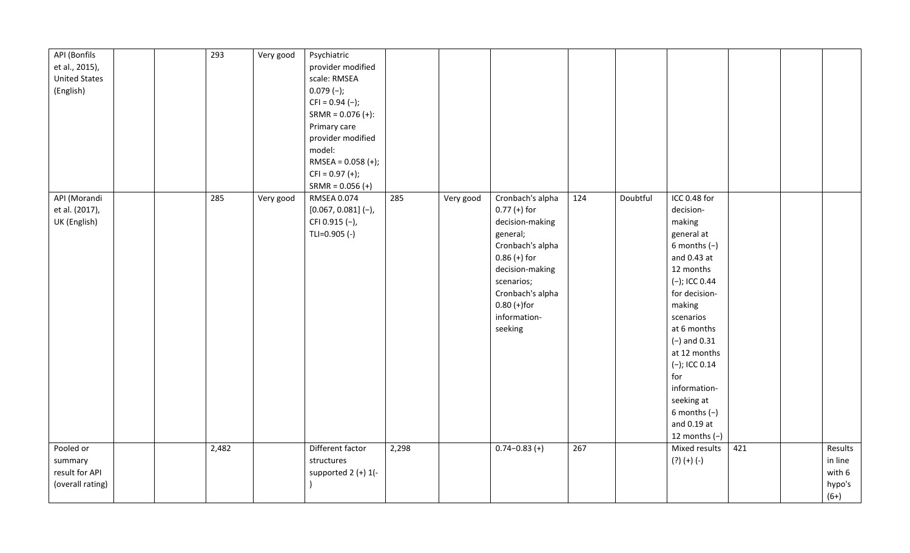| | | | | | | | | | | | | | | |
|---|---|---|---|---|---|---|---|---|---|---|---|---|---|---|
| API (Bonfils et al., 2015), United States (English) | | | 293 | Very good | Psychiatric provider modified scale: RMSEA 0.079 (−); CFI = 0.94 (−); SRMR = 0.076 (+): Primary care provider modified model: RMSEA = 0.058 (+); CFI = 0.97 (+); SRMR = 0.056 (+) | | | | | | | | | |
| API (Morandi et al. (2017), UK (English) | | | 285 | Very good | RMSEA 0.074 [0.067, 0.081] (−), CFI 0.915 (−), TLI=0.905 (-) | 285 | Very good | Cronbach's alpha 0.77 (+) for decision-making general; Cronbach's alpha 0.86 (+) for decision-making scenarios; Cronbach's alpha 0.80 (+)for information-seeking | 124 | Doubtful | ICC 0.48 for decision-making general at 6 months (−) and 0.43 at 12 months (−); ICC 0.44 for decision-making scenarios at 6 months (−) and 0.31 at 12 months (−); ICC 0.14 for information-seeking at 6 months (−) and 0.19 at 12 months (−) | | | |
| Pooled or summary result for API (overall rating) | | | 2,482 | | Different factor structures supported 2 (+) 1(-) | 2,298 | | 0.74−0.83 (+) | 267 | | Mixed results (?) (+) (-) | 421 | | Results in line with 6 hypo's (6+) |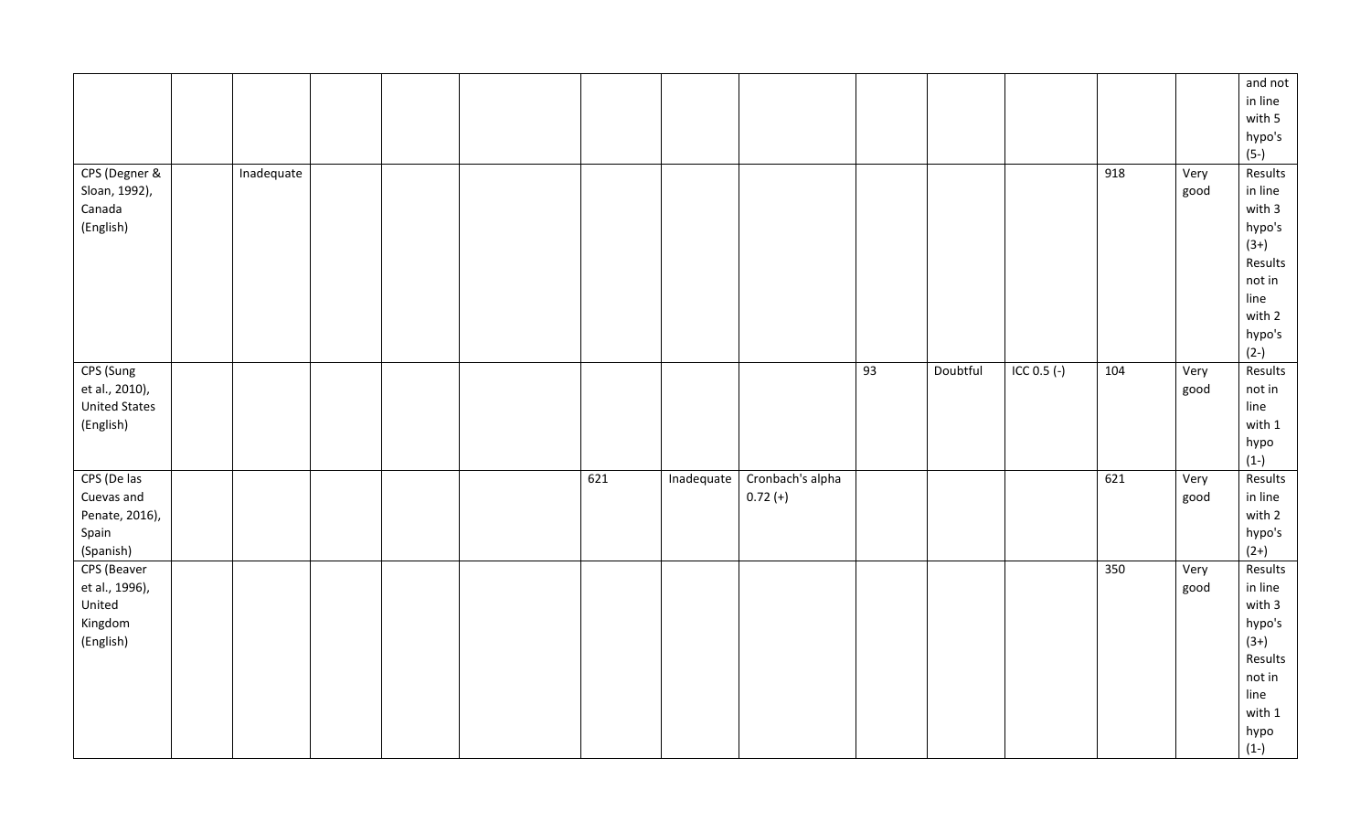| | | | | | | | | | | | | | | |
|---|---|---|---|---|---|---|---|---|---|---|---|---|---|---|
| | | | | | | | | | | | | | | and not in line with 5 hypo's (5-) |
| CPS (Degner & Sloan, 1992), Canada (English) | | Inadequate | | | | | | | | | | 918 | Very good | Results in line with 3 hypo's (3+) Results not in line with 2 hypo's (2-) |
| CPS (Sung et al., 2010), United States (English) | | | | | | | | | 93 | Doubtful | ICC 0.5 (-) | 104 | Very good | Results not in line with 1 hypo (1-) |
| CPS (De las Cuevas and Penate, 2016), Spain (Spanish) | | | | | | 621 | Inadequate | Cronbach's alpha 0.72 (+) | | | | 621 | Very good | Results in line with 2 hypo's (2+) |
| CPS (Beaver et al., 1996), United Kingdom (English) | | | | | | | | | | | | 350 | Very good | Results in line with 3 hypo's (3+) Results not in line with 1 hypo (1-) |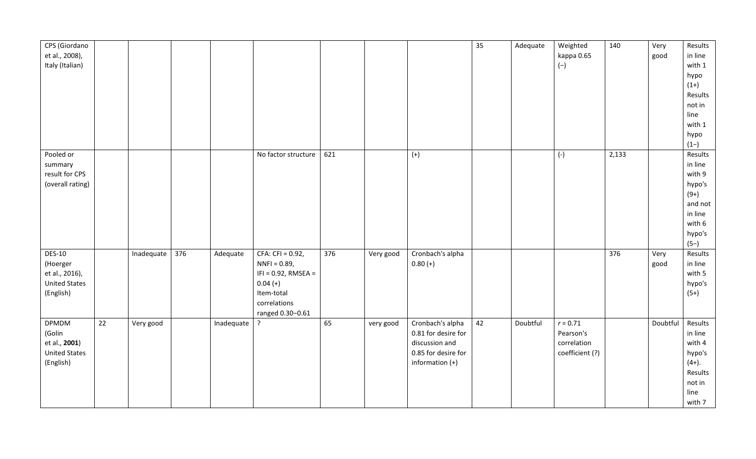| | | | | | | | | | | | | | | |
|---|---|---|---|---|---|---|---|---|---|---|---|---|---|---|
| CPS (Giordano et al., 2008), Italy (Italian) | | | | | | | | | 35 | Adequate | Weighted kappa 0.65 (−) | 140 | Very good | Results in line with 1 hypo (1+) Results not in line with 1 hypo (1−) |
| Pooled or summary result for CPS (overall rating) | | | | | No factor structure | 621 | | (+) | | | (-) | 2,133 | | Results in line with 9 hypo's (9+) and not in line with 6 hypo's (5−) |
| DES-10 (Hoerger et al., 2016), United States (English) | | Inadequate | 376 | Adequate | CFA: CFI = 0.92, NNFI = 0.89, IFI = 0.92, RMSEA = 0.04 (+) Item-total correlations ranged 0.30−0.61 | 376 | Very good | Cronbach's alpha 0.80 (+) | | | | 376 | Very good | Results in line with 5 hypo's (5+) |
| DPMDM (Golin et al., **2001**) United States (English) | 22 | Very good | | Inadequate | ? | 65 | very good | Cronbach's alpha 0.81 for desire for discussion and 0.85 for desire for information (+) | 42 | Doubtful | *r* = 0.71 Pearson's correlation coefficient (?) | | Doubtful | Results in line with 4 hypo's (4+). Results not in line with 7 |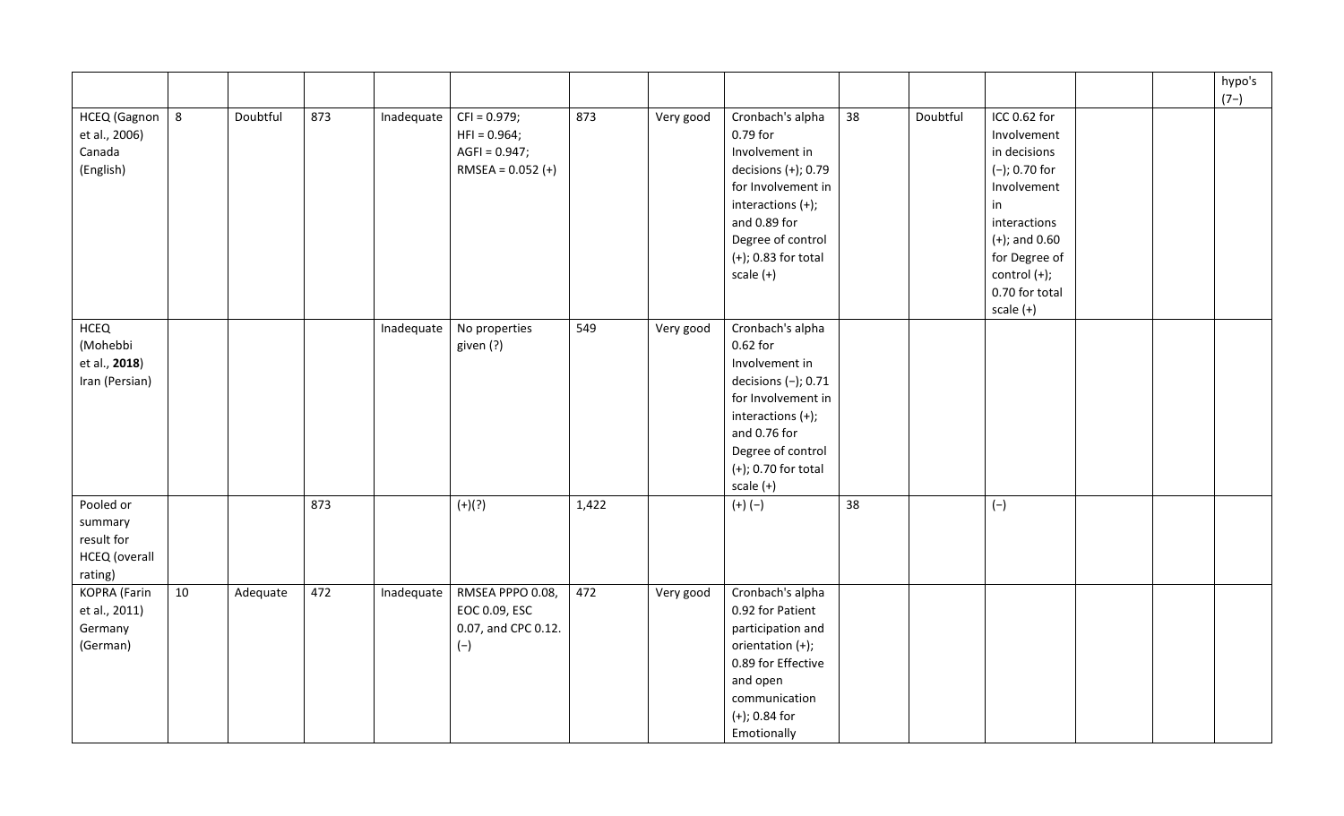| | | | | | | | | | | | | | | |
|---|---|---|---|---|---|---|---|---|---|---|---|---|---|---|
| | | | | | | | | | | | | | | hypo's (7−) |
| HCEQ (Gagnon et al., 2006) Canada (English) | 8 | Doubtful | 873 | Inadequate | CFI = 0.979; HFI = 0.964; AGFI = 0.947; RMSEA = 0.052 (+) | 873 | Very good | Cronbach's alpha 0.79 for Involvement in decisions (+); 0.79 for Involvement in interactions (+); and 0.89 for Degree of control (+); 0.83 for total scale (+) | 38 | Doubtful | ICC 0.62 for Involvement in decisions (−); 0.70 for Involvement in interactions (+); and 0.60 for Degree of control (+); 0.70 for total scale (+) | | | |
| HCEQ (Mohebbi et al., **2018**) Iran (Persian) | | | | Inadequate | No properties given (?) | 549 | Very good | Cronbach's alpha 0.62 for Involvement in decisions (−); 0.71 for Involvement in interactions (+); and 0.76 for Degree of control (+); 0.70 for total scale (+) | | | | | | |
| Pooled or summary result for HCEQ (overall rating) | | | 873 | | (+)(?) | 1,422 | | (+) (−) | 38 | | (−) | | | |
| KOPRA (Farin et al., 2011) Germany (German) | 10 | Adequate | 472 | Inadequate | RMSEA PPPO 0.08, EOC 0.09, ESC 0.07, and CPC 0.12. (−) | 472 | Very good | Cronbach's alpha 0.92 for Patient participation and orientation (+); 0.89 for Effective and open communication (+); 0.84 for Emotionally | | | | | | |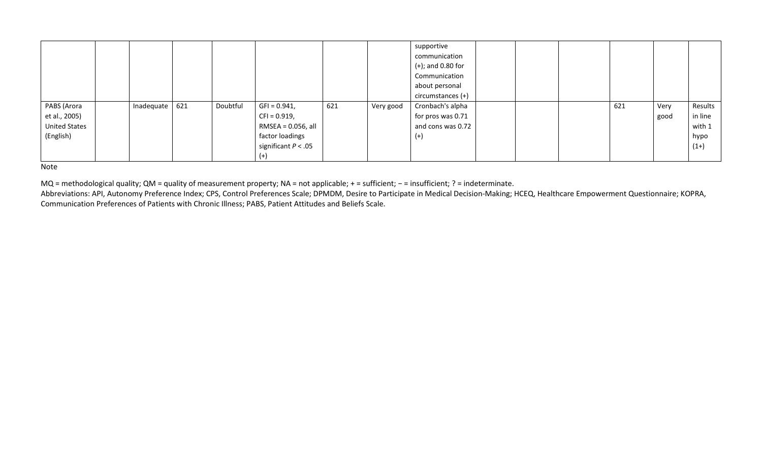| | | | | | | | | | | | | | | |
|---|---|---|---|---|---|---|---|---|---|---|---|---|---|---|
| | | | | | | | | supportive communication (+); and 0.80 for Communication about personal circumstances (+) | | | | | | |
| PABS (Arora et al., 2005) United States (English) | | Inadequate | 621 | Doubtful | GFI = 0.941, CFI = 0.919, RMSEA = 0.056, all factor loadings significant $P < .05$ (+) | 621 | Very good | Cronbach's alpha for pros was 0.71 and cons was 0.72 (+) | | | | 621 | Very good | Results in line with 1 hypo (1+) |

Note

MQ = methodological quality; QM = quality of measurement property; NA = not applicable; + = sufficient; − = insufficient; ? = indeterminate.

Abbreviations: API, Autonomy Preference Index; CPS, Control Preferences Scale; DPMDM, Desire to Participate in Medical Decision-Making; HCEQ, Healthcare Empowerment Questionnaire; KOPRA, Communication Preferences of Patients with Chronic Illness; PABS, Patient Attitudes and Beliefs Scale.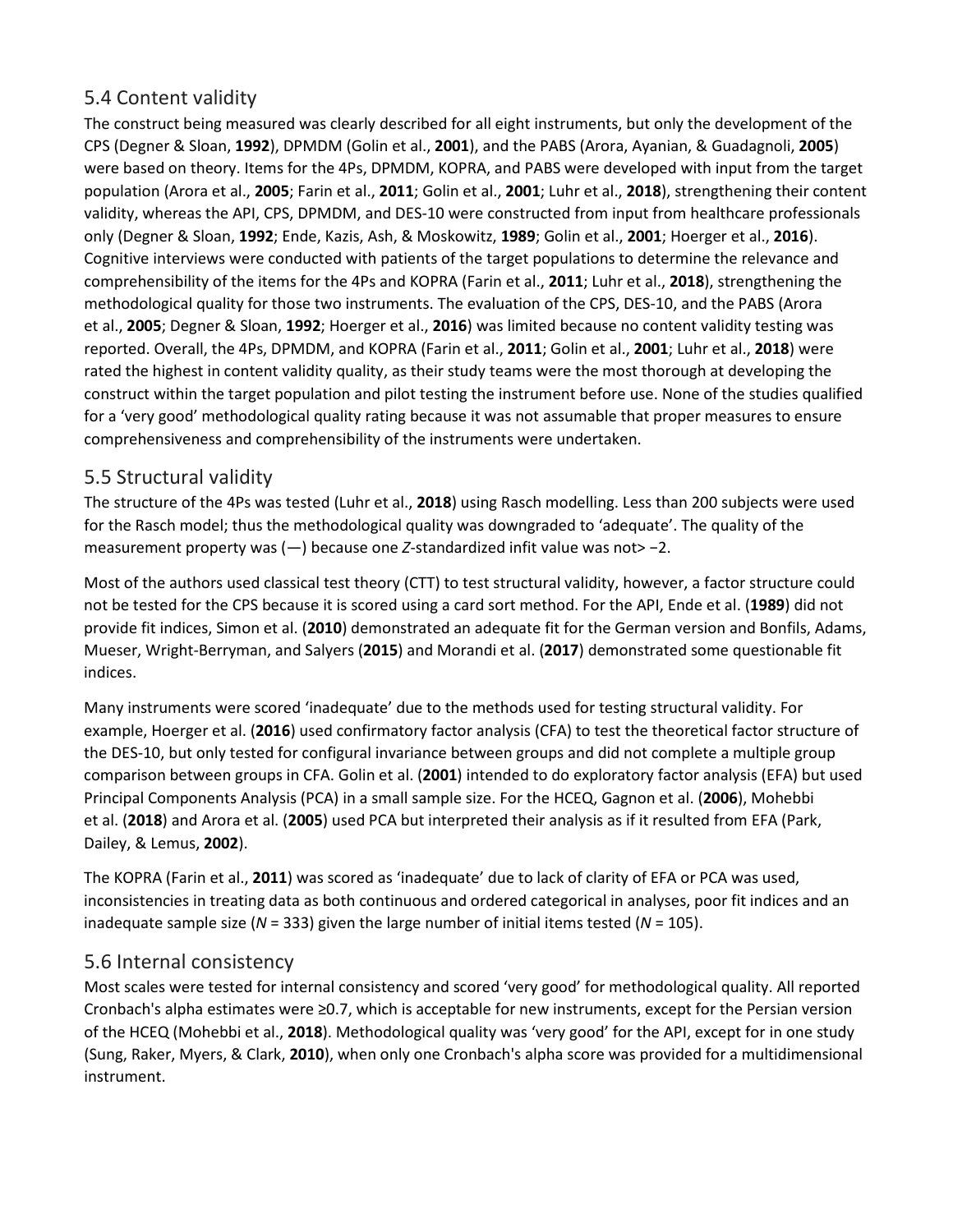## 5.4 Content validity

The construct being measured was clearly described for all eight instruments, but only the development of the CPS (Degner & Sloan, **1992**), DPMDM (Golin et al., **2001**), and the PABS (Arora, Ayanian, & Guadagnoli, **2005**) were based on theory. Items for the 4Ps, DPMDM, KOPRA, and PABS were developed with input from the target population (Arora et al., **2005**; Farin et al., **2011**; Golin et al., **2001**; Luhr et al., **2018**), strengthening their content validity, whereas the API, CPS, DPMDM, and DES-10 were constructed from input from healthcare professionals only (Degner & Sloan, **1992**; Ende, Kazis, Ash, & Moskowitz, **1989**; Golin et al., **2001**; Hoerger et al., **2016**). Cognitive interviews were conducted with patients of the target populations to determine the relevance and comprehensibility of the items for the 4Ps and KOPRA (Farin et al., **2011**; Luhr et al., **2018**), strengthening the methodological quality for those two instruments. The evaluation of the CPS, DES-10, and the PABS (Arora et al., **2005**; Degner & Sloan, **1992**; Hoerger et al., **2016**) was limited because no content validity testing was reported. Overall, the 4Ps, DPMDM, and KOPRA (Farin et al., **2011**; Golin et al., **2001**; Luhr et al., **2018**) were rated the highest in content validity quality, as their study teams were the most thorough at developing the construct within the target population and pilot testing the instrument before use. None of the studies qualified for a 'very good' methodological quality rating because it was not assumable that proper measures to ensure comprehensiveness and comprehensibility of the instruments were undertaken.

## 5.5 Structural validity

The structure of the 4Ps was tested (Luhr et al., **2018**) using Rasch modelling. Less than 200 subjects were used for the Rasch model; thus the methodological quality was downgraded to 'adequate'. The quality of the measurement property was (—) because one *Z*-standardized infit value was not> −2.

Most of the authors used classical test theory (CTT) to test structural validity, however, a factor structure could not be tested for the CPS because it is scored using a card sort method. For the API, Ende et al. (**1989**) did not provide fit indices, Simon et al. (**2010**) demonstrated an adequate fit for the German version and Bonfils, Adams, Mueser, Wright-Berryman, and Salyers (**2015**) and Morandi et al. (**2017**) demonstrated some questionable fit indices.

Many instruments were scored 'inadequate' due to the methods used for testing structural validity. For example, Hoerger et al. (**2016**) used confirmatory factor analysis (CFA) to test the theoretical factor structure of the DES-10, but only tested for configural invariance between groups and did not complete a multiple group comparison between groups in CFA. Golin et al. (**2001**) intended to do exploratory factor analysis (EFA) but used Principal Components Analysis (PCA) in a small sample size. For the HCEQ, Gagnon et al. (**2006**), Mohebbi et al. (**2018**) and Arora et al. (**2005**) used PCA but interpreted their analysis as if it resulted from EFA (Park, Dailey, & Lemus, **2002**).

The KOPRA (Farin et al., **2011**) was scored as 'inadequate' due to lack of clarity of EFA or PCA was used, inconsistencies in treating data as both continuous and ordered categorical in analyses, poor fit indices and an inadequate sample size (*N* = 333) given the large number of initial items tested (*N* = 105).

## 5.6 Internal consistency

Most scales were tested for internal consistency and scored 'very good' for methodological quality. All reported Cronbach's alpha estimates were ≥0.7, which is acceptable for new instruments, except for the Persian version of the HCEQ (Mohebbi et al., **2018**). Methodological quality was 'very good' for the API, except for in one study (Sung, Raker, Myers, & Clark, **2010**), when only one Cronbach's alpha score was provided for a multidimensional instrument.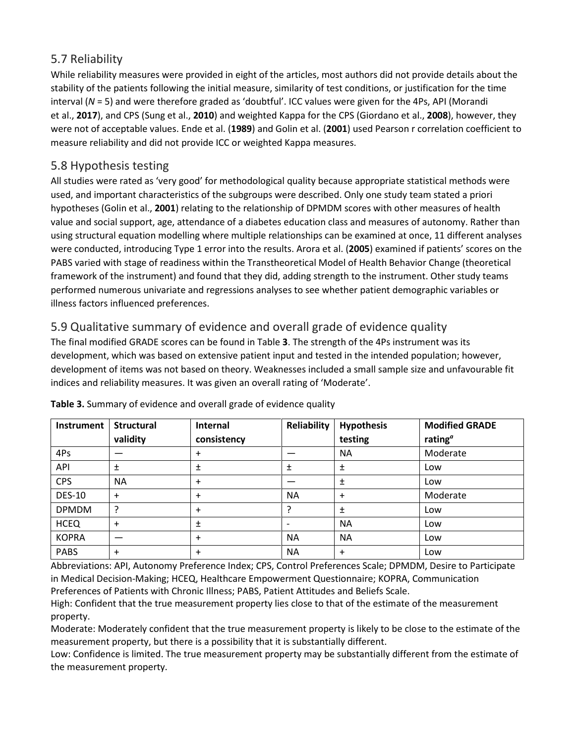## 5.7 Reliability

While reliability measures were provided in eight of the articles, most authors did not provide details about the stability of the patients following the initial measure, similarity of test conditions, or justification for the time interval ($N$ = 5) and were therefore graded as 'doubtful'. ICC values were given for the 4Ps, API (Morandi et al., **2017**), and CPS (Sung et al., **2010**) and weighted Kappa for the CPS (Giordano et al., **2008**), however, they were not of acceptable values. Ende et al. (**1989**) and Golin et al. (**2001**) used Pearson r correlation coefficient to measure reliability and did not provide ICC or weighted Kappa measures.

## 5.8 Hypothesis testing

All studies were rated as 'very good' for methodological quality because appropriate statistical methods were used, and important characteristics of the subgroups were described. Only one study team stated a priori hypotheses (Golin et al., **2001**) relating to the relationship of DPMDM scores with other measures of health value and social support, age, attendance of a diabetes education class and measures of autonomy. Rather than using structural equation modelling where multiple relationships can be examined at once, 11 different analyses were conducted, introducing Type 1 error into the results. Arora et al. (**2005**) examined if patients' scores on the PABS varied with stage of readiness within the Transtheoretical Model of Health Behavior Change (theoretical framework of the instrument) and found that they did, adding strength to the instrument. Other study teams performed numerous univariate and regressions analyses to see whether patient demographic variables or illness factors influenced preferences.

## 5.9 Qualitative summary of evidence and overall grade of evidence quality

The final modified GRADE scores can be found in Table **3**. The strength of the 4Ps instrument was its development, which was based on extensive patient input and tested in the intended population; however, development of items was not based on theory. Weaknesses included a small sample size and unfavourable fit indices and reliability measures. It was given an overall rating of 'Moderate'.

**Table 3.** Summary of evidence and overall grade of evidence quality

| Instrument | Structural validity | Internal consistency | Reliability | Hypothesis testing | Modified GRADE rating[a] |
|---|---|---|---|---|---|
| 4Ps | — | + | — | NA | Moderate |
| API | ± | ± | ± | ± | Low |
| CPS | NA | + | — | ± | Low |
| DES-10 | + | + | NA | + | Moderate |
| DPMDM | ? | + | ? | ± | Low |
| HCEQ | + | ± | - | NA | Low |
| KOPRA | — | + | NA | NA | Low |
| PABS | + | + | NA | + | Low |

Abbreviations: API, Autonomy Preference Index; CPS, Control Preferences Scale; DPMDM, Desire to Participate in Medical Decision-Making; HCEQ, Healthcare Empowerment Questionnaire; KOPRA, Communication Preferences of Patients with Chronic Illness; PABS, Patient Attitudes and Beliefs Scale.

High: Confident that the true measurement property lies close to that of the estimate of the measurement property.

Moderate: Moderately confident that the true measurement property is likely to be close to the estimate of the measurement property, but there is a possibility that it is substantially different.

Low: Confidence is limited. The true measurement property may be substantially different from the estimate of the measurement property.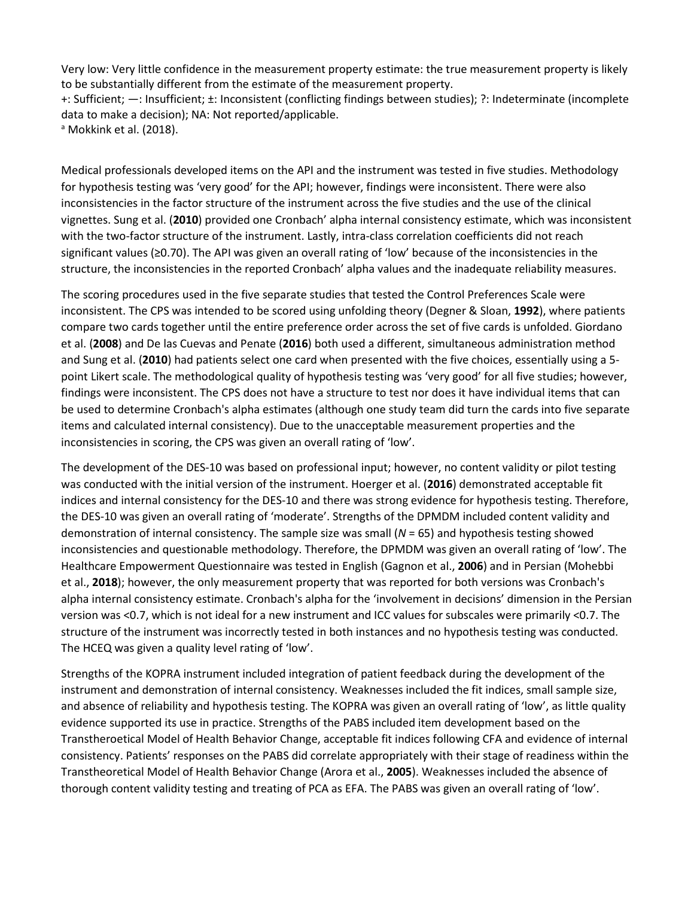Very low: Very little confidence in the measurement property estimate: the true measurement property is likely to be substantially different from the estimate of the measurement property.

+: Sufficient; —: Insufficient; ±: Inconsistent (conflicting findings between studies); ?: Indeterminate (incomplete data to make a decision); NA: Not reported/applicable.

[a] Mokkink et al. (2018).

Medical professionals developed items on the API and the instrument was tested in five studies. Methodology for hypothesis testing was 'very good' for the API; however, findings were inconsistent. There were also inconsistencies in the factor structure of the instrument across the five studies and the use of the clinical vignettes. Sung et al. (**2010**) provided one Cronbach' alpha internal consistency estimate, which was inconsistent with the two-factor structure of the instrument. Lastly, intra-class correlation coefficients did not reach significant values (≥0.70). The API was given an overall rating of 'low' because of the inconsistencies in the structure, the inconsistencies in the reported Cronbach' alpha values and the inadequate reliability measures.

The scoring procedures used in the five separate studies that tested the Control Preferences Scale were inconsistent. The CPS was intended to be scored using unfolding theory (Degner & Sloan, **1992**), where patients compare two cards together until the entire preference order across the set of five cards is unfolded. Giordano et al. (**2008**) and De las Cuevas and Penate (**2016**) both used a different, simultaneous administration method and Sung et al. (**2010**) had patients select one card when presented with the five choices, essentially using a 5-point Likert scale. The methodological quality of hypothesis testing was 'very good' for all five studies; however, findings were inconsistent. The CPS does not have a structure to test nor does it have individual items that can be used to determine Cronbach's alpha estimates (although one study team did turn the cards into five separate items and calculated internal consistency). Due to the unacceptable measurement properties and the inconsistencies in scoring, the CPS was given an overall rating of 'low'.

The development of the DES-10 was based on professional input; however, no content validity or pilot testing was conducted with the initial version of the instrument. Hoerger et al. (**2016**) demonstrated acceptable fit indices and internal consistency for the DES-10 and there was strong evidence for hypothesis testing. Therefore, the DES-10 was given an overall rating of 'moderate'. Strengths of the DPMDM included content validity and demonstration of internal consistency. The sample size was small ($N$ = 65) and hypothesis testing showed inconsistencies and questionable methodology. Therefore, the DPMDM was given an overall rating of 'low'. The Healthcare Empowerment Questionnaire was tested in English (Gagnon et al., **2006**) and in Persian (Mohebbi et al., **2018**); however, the only measurement property that was reported for both versions was Cronbach's alpha internal consistency estimate. Cronbach's alpha for the 'involvement in decisions' dimension in the Persian version was <0.7, which is not ideal for a new instrument and ICC values for subscales were primarily <0.7. The structure of the instrument was incorrectly tested in both instances and no hypothesis testing was conducted. The HCEQ was given a quality level rating of 'low'.

Strengths of the KOPRA instrument included integration of patient feedback during the development of the instrument and demonstration of internal consistency. Weaknesses included the fit indices, small sample size, and absence of reliability and hypothesis testing. The KOPRA was given an overall rating of 'low', as little quality evidence supported its use in practice. Strengths of the PABS included item development based on the Transtheroetical Model of Health Behavior Change, acceptable fit indices following CFA and evidence of internal consistency. Patients' responses on the PABS did correlate appropriately with their stage of readiness within the Transtheoretical Model of Health Behavior Change (Arora et al., **2005**). Weaknesses included the absence of thorough content validity testing and treating of PCA as EFA. The PABS was given an overall rating of 'low'.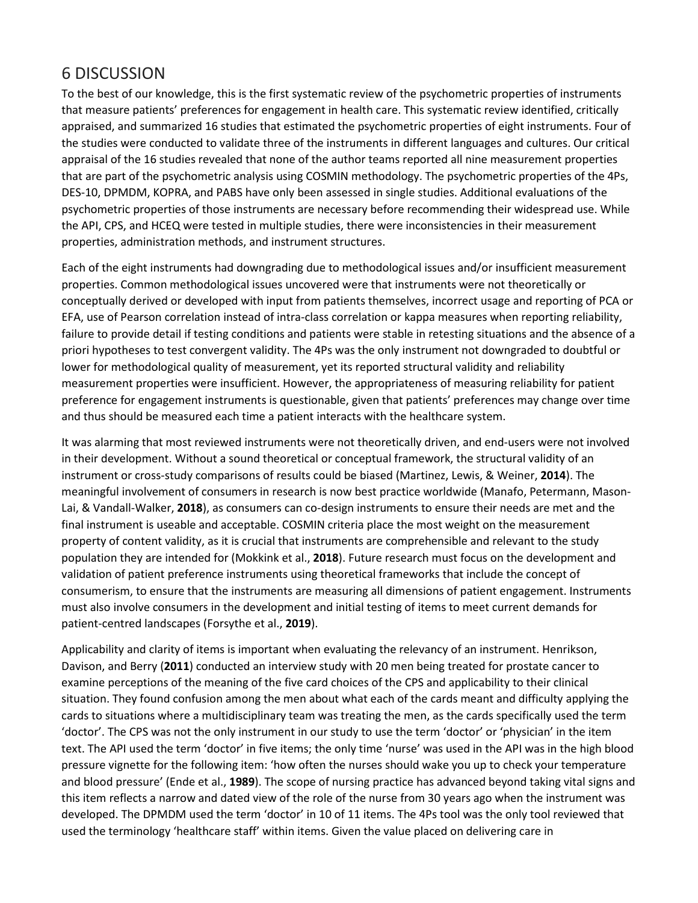## 6 DISCUSSION

To the best of our knowledge, this is the first systematic review of the psychometric properties of instruments that measure patients' preferences for engagement in health care. This systematic review identified, critically appraised, and summarized 16 studies that estimated the psychometric properties of eight instruments. Four of the studies were conducted to validate three of the instruments in different languages and cultures. Our critical appraisal of the 16 studies revealed that none of the author teams reported all nine measurement properties that are part of the psychometric analysis using COSMIN methodology. The psychometric properties of the 4Ps, DES-10, DPMDM, KOPRA, and PABS have only been assessed in single studies. Additional evaluations of the psychometric properties of those instruments are necessary before recommending their widespread use. While the API, CPS, and HCEQ were tested in multiple studies, there were inconsistencies in their measurement properties, administration methods, and instrument structures.

Each of the eight instruments had downgrading due to methodological issues and/or insufficient measurement properties. Common methodological issues uncovered were that instruments were not theoretically or conceptually derived or developed with input from patients themselves, incorrect usage and reporting of PCA or EFA, use of Pearson correlation instead of intra-class correlation or kappa measures when reporting reliability, failure to provide detail if testing conditions and patients were stable in retesting situations and the absence of a priori hypotheses to test convergent validity. The 4Ps was the only instrument not downgraded to doubtful or lower for methodological quality of measurement, yet its reported structural validity and reliability measurement properties were insufficient. However, the appropriateness of measuring reliability for patient preference for engagement instruments is questionable, given that patients' preferences may change over time and thus should be measured each time a patient interacts with the healthcare system.

It was alarming that most reviewed instruments were not theoretically driven, and end-users were not involved in their development. Without a sound theoretical or conceptual framework, the structural validity of an instrument or cross-study comparisons of results could be biased (Martinez, Lewis, & Weiner, **2014**). The meaningful involvement of consumers in research is now best practice worldwide (Manafo, Petermann, Mason-Lai, & Vandall-Walker, **2018**), as consumers can co-design instruments to ensure their needs are met and the final instrument is useable and acceptable. COSMIN criteria place the most weight on the measurement property of content validity, as it is crucial that instruments are comprehensible and relevant to the study population they are intended for (Mokkink et al., **2018**). Future research must focus on the development and validation of patient preference instruments using theoretical frameworks that include the concept of consumerism, to ensure that the instruments are measuring all dimensions of patient engagement. Instruments must also involve consumers in the development and initial testing of items to meet current demands for patient-centred landscapes (Forsythe et al., **2019**).

Applicability and clarity of items is important when evaluating the relevancy of an instrument. Henrikson, Davison, and Berry (**2011**) conducted an interview study with 20 men being treated for prostate cancer to examine perceptions of the meaning of the five card choices of the CPS and applicability to their clinical situation. They found confusion among the men about what each of the cards meant and difficulty applying the cards to situations where a multidisciplinary team was treating the men, as the cards specifically used the term 'doctor'. The CPS was not the only instrument in our study to use the term 'doctor' or 'physician' in the item text. The API used the term 'doctor' in five items; the only time 'nurse' was used in the API was in the high blood pressure vignette for the following item: 'how often the nurses should wake you up to check your temperature and blood pressure' (Ende et al., **1989**). The scope of nursing practice has advanced beyond taking vital signs and this item reflects a narrow and dated view of the role of the nurse from 30 years ago when the instrument was developed. The DPMDM used the term 'doctor' in 10 of 11 items. The 4Ps tool was the only tool reviewed that used the terminology 'healthcare staff' within items. Given the value placed on delivering care in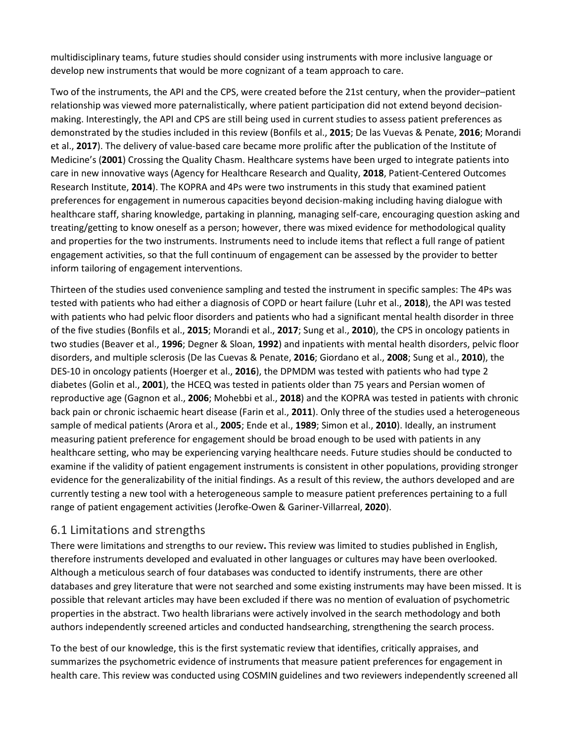multidisciplinary teams, future studies should consider using instruments with more inclusive language or develop new instruments that would be more cognizant of a team approach to care.

Two of the instruments, the API and the CPS, were created before the 21st century, when the provider–patient relationship was viewed more paternalistically, where patient participation did not extend beyond decision-making. Interestingly, the API and CPS are still being used in current studies to assess patient preferences as demonstrated by the studies included in this review (Bonfils et al., **2015**; De las Vuevas & Penate, **2016**; Morandi et al., **2017**). The delivery of value-based care became more prolific after the publication of the Institute of Medicine's (**2001**) Crossing the Quality Chasm. Healthcare systems have been urged to integrate patients into care in new innovative ways (Agency for Healthcare Research and Quality, **2018**, Patient-Centered Outcomes Research Institute, **2014**). The KOPRA and 4Ps were two instruments in this study that examined patient preferences for engagement in numerous capacities beyond decision-making including having dialogue with healthcare staff, sharing knowledge, partaking in planning, managing self-care, encouraging question asking and treating/getting to know oneself as a person; however, there was mixed evidence for methodological quality and properties for the two instruments. Instruments need to include items that reflect a full range of patient engagement activities, so that the full continuum of engagement can be assessed by the provider to better inform tailoring of engagement interventions.

Thirteen of the studies used convenience sampling and tested the instrument in specific samples: The 4Ps was tested with patients who had either a diagnosis of COPD or heart failure (Luhr et al., **2018**), the API was tested with patients who had pelvic floor disorders and patients who had a significant mental health disorder in three of the five studies (Bonfils et al., **2015**; Morandi et al., **2017**; Sung et al., **2010**), the CPS in oncology patients in two studies (Beaver et al., **1996**; Degner & Sloan, **1992**) and inpatients with mental health disorders, pelvic floor disorders, and multiple sclerosis (De las Cuevas & Penate, **2016**; Giordano et al., **2008**; Sung et al., **2010**), the DES-10 in oncology patients (Hoerger et al., **2016**), the DPMDM was tested with patients who had type 2 diabetes (Golin et al., **2001**), the HCEQ was tested in patients older than 75 years and Persian women of reproductive age (Gagnon et al., **2006**; Mohebbi et al., **2018**) and the KOPRA was tested in patients with chronic back pain or chronic ischaemic heart disease (Farin et al., **2011**). Only three of the studies used a heterogeneous sample of medical patients (Arora et al., **2005**; Ende et al., **1989**; Simon et al., **2010**). Ideally, an instrument measuring patient preference for engagement should be broad enough to be used with patients in any healthcare setting, who may be experiencing varying healthcare needs. Future studies should be conducted to examine if the validity of patient engagement instruments is consistent in other populations, providing stronger evidence for the generalizability of the initial findings. As a result of this review, the authors developed and are currently testing a new tool with a heterogeneous sample to measure patient preferences pertaining to a full range of patient engagement activities (Jerofke-Owen & Gariner-Villarreal, **2020**).

## 6.1 Limitations and strengths

There were limitations and strengths to our review**.** This review was limited to studies published in English, therefore instruments developed and evaluated in other languages or cultures may have been overlooked. Although a meticulous search of four databases was conducted to identify instruments, there are other databases and grey literature that were not searched and some existing instruments may have been missed. It is possible that relevant articles may have been excluded if there was no mention of evaluation of psychometric properties in the abstract. Two health librarians were actively involved in the search methodology and both authors independently screened articles and conducted handsearching, strengthening the search process.

To the best of our knowledge, this is the first systematic review that identifies, critically appraises, and summarizes the psychometric evidence of instruments that measure patient preferences for engagement in health care. This review was conducted using COSMIN guidelines and two reviewers independently screened all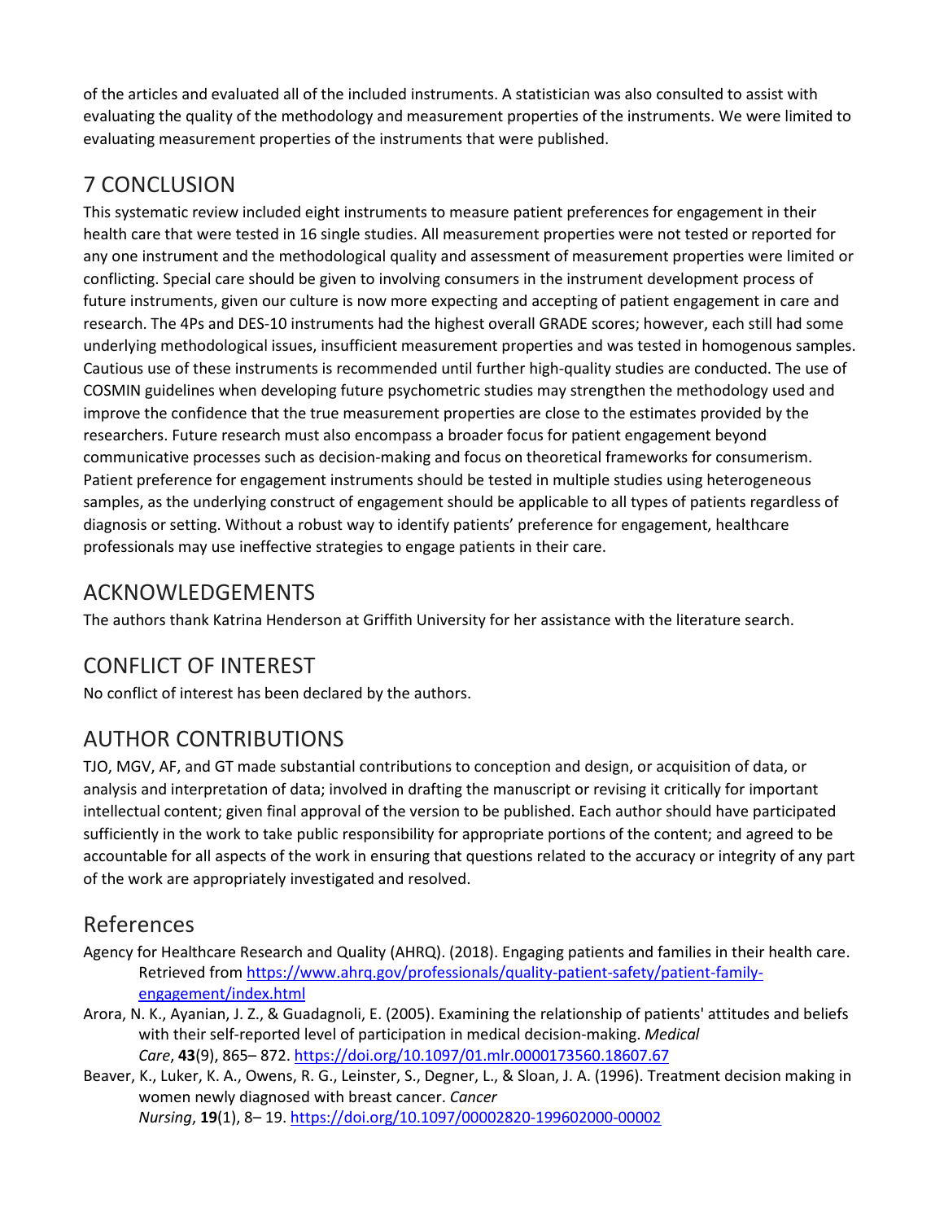of the articles and evaluated all of the included instruments. A statistician was also consulted to assist with evaluating the quality of the methodology and measurement properties of the instruments. We were limited to evaluating measurement properties of the instruments that were published.

## 7 CONCLUSION

This systematic review included eight instruments to measure patient preferences for engagement in their health care that were tested in 16 single studies. All measurement properties were not tested or reported for any one instrument and the methodological quality and assessment of measurement properties were limited or conflicting. Special care should be given to involving consumers in the instrument development process of future instruments, given our culture is now more expecting and accepting of patient engagement in care and research. The 4Ps and DES-10 instruments had the highest overall GRADE scores; however, each still had some underlying methodological issues, insufficient measurement properties and was tested in homogenous samples. Cautious use of these instruments is recommended until further high-quality studies are conducted. The use of COSMIN guidelines when developing future psychometric studies may strengthen the methodology used and improve the confidence that the true measurement properties are close to the estimates provided by the researchers. Future research must also encompass a broader focus for patient engagement beyond communicative processes such as decision-making and focus on theoretical frameworks for consumerism. Patient preference for engagement instruments should be tested in multiple studies using heterogeneous samples, as the underlying construct of engagement should be applicable to all types of patients regardless of diagnosis or setting. Without a robust way to identify patients' preference for engagement, healthcare professionals may use ineffective strategies to engage patients in their care.

## ACKNOWLEDGEMENTS

The authors thank Katrina Henderson at Griffith University for her assistance with the literature search.

## CONFLICT OF INTEREST

No conflict of interest has been declared by the authors.

## AUTHOR CONTRIBUTIONS

TJO, MGV, AF, and GT made substantial contributions to conception and design, or acquisition of data, or analysis and interpretation of data; involved in drafting the manuscript or revising it critically for important intellectual content; given final approval of the version to be published. Each author should have participated sufficiently in the work to take public responsibility for appropriate portions of the content; and agreed to be accountable for all aspects of the work in ensuring that questions related to the accuracy or integrity of any part of the work are appropriately investigated and resolved.

## References

Agency for Healthcare Research and Quality (AHRQ). (2018). Engaging patients and families in their health care. Retrieved from https://www.ahrq.gov/professionals/quality-patient-safety/patient-family-engagement/index.html

Arora, N. K., Ayanian, J. Z., & Guadagnoli, E. (2005). Examining the relationship of patients' attitudes and beliefs with their self-reported level of participation in medical decision-making. *Medical Care*, **43**(9), 865– 872. https://doi.org/10.1097/01.mlr.0000173560.18607.67

Beaver, K., Luker, K. A., Owens, R. G., Leinster, S., Degner, L., & Sloan, J. A. (1996). Treatment decision making in women newly diagnosed with breast cancer. *Cancer Nursing*, **19**(1), 8– 19. https://doi.org/10.1097/00002820-199602000-00002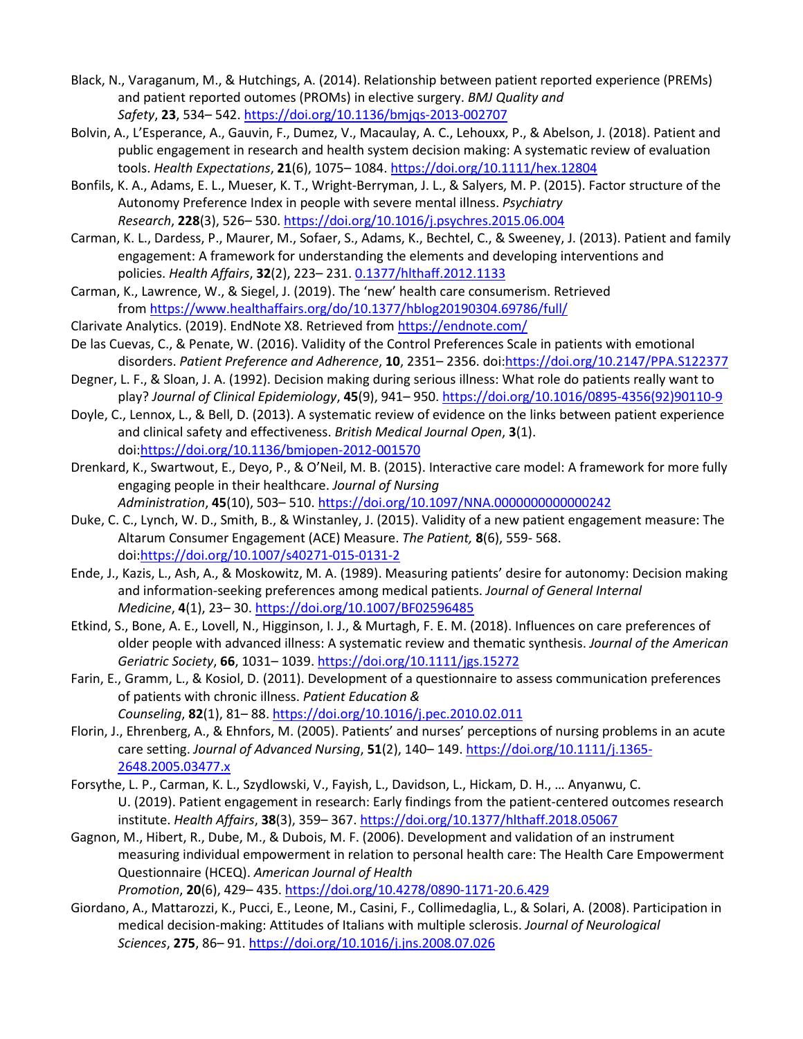Black, N., Varaganum, M., & Hutchings, A. (2014). Relationship between patient reported experience (PREMs) and patient reported outomes (PROMs) in elective surgery. *BMJ Quality and Safety*, **23**, 534– 542. https://doi.org/10.1136/bmjqs-2013-002707

Bolvin, A., L'Esperance, A., Gauvin, F., Dumez, V., Macaulay, A. C., Lehouxx, P., & Abelson, J. (2018). Patient and public engagement in research and health system decision making: A systematic review of evaluation tools. *Health Expectations*, **21**(6), 1075– 1084. https://doi.org/10.1111/hex.12804

Bonfils, K. A., Adams, E. L., Mueser, K. T., Wright-Berryman, J. L., & Salyers, M. P. (2015). Factor structure of the Autonomy Preference Index in people with severe mental illness. *Psychiatry Research*, **228**(3), 526– 530. https://doi.org/10.1016/j.psychres.2015.06.004

Carman, K. L., Dardess, P., Maurer, M., Sofaer, S., Adams, K., Bechtel, C., & Sweeney, J. (2013). Patient and family engagement: A framework for understanding the elements and developing interventions and policies. *Health Affairs*, **32**(2), 223– 231. 0.1377/hlthaff.2012.1133

Carman, K., Lawrence, W., & Siegel, J. (2019). The 'new' health care consumerism. Retrieved from https://www.healthaffairs.org/do/10.1377/hblog20190304.69786/full/

Clarivate Analytics. (2019). EndNote X8. Retrieved from https://endnote.com/

De las Cuevas, C., & Penate, W. (2016). Validity of the Control Preferences Scale in patients with emotional disorders. *Patient Preference and Adherence*, **10**, 2351– 2356. doi:https://doi.org/10.2147/PPA.S122377

Degner, L. F., & Sloan, J. A. (1992). Decision making during serious illness: What role do patients really want to play? *Journal of Clinical Epidemiology*, **45**(9), 941– 950. https://doi.org/10.1016/0895-4356(92)90110-9

Doyle, C., Lennox, L., & Bell, D. (2013). A systematic review of evidence on the links between patient experience and clinical safety and effectiveness. *British Medical Journal Open*, **3**(1). doi:https://doi.org/10.1136/bmjopen-2012-001570

Drenkard, K., Swartwout, E., Deyo, P., & O'Neil, M. B. (2015). Interactive care model: A framework for more fully engaging people in their healthcare. *Journal of Nursing Administration*, **45**(10), 503– 510. https://doi.org/10.1097/NNA.0000000000000242

Duke, C. C., Lynch, W. D., Smith, B., & Winstanley, J. (2015). Validity of a new patient engagement measure: The Altarum Consumer Engagement (ACE) Measure. *The Patient,* **8**(6), 559- 568. doi:https://doi.org/10.1007/s40271-015-0131-2

Ende, J., Kazis, L., Ash, A., & Moskowitz, M. A. (1989). Measuring patients' desire for autonomy: Decision making and information-seeking preferences among medical patients. *Journal of General Internal Medicine*, **4**(1), 23– 30. https://doi.org/10.1007/BF02596485

Etkind, S., Bone, A. E., Lovell, N., Higginson, I. J., & Murtagh, F. E. M. (2018). Influences on care preferences of older people with advanced illness: A systematic review and thematic synthesis. *Journal of the American Geriatric Society*, **66**, 1031– 1039. https://doi.org/10.1111/jgs.15272

Farin, E., Gramm, L., & Kosiol, D. (2011). Development of a questionnaire to assess communication preferences of patients with chronic illness. *Patient Education & Counseling*, **82**(1), 81– 88. https://doi.org/10.1016/j.pec.2010.02.011

Florin, J., Ehrenberg, A., & Ehnfors, M. (2005). Patients' and nurses' perceptions of nursing problems in an acute care setting. *Journal of Advanced Nursing*, **51**(2), 140– 149. https://doi.org/10.1111/j.1365-2648.2005.03477.x

Forsythe, L. P., Carman, K. L., Szydlowski, V., Fayish, L., Davidson, L., Hickam, D. H., … Anyanwu, C. U. (2019). Patient engagement in research: Early findings from the patient-centered outcomes research institute. *Health Affairs*, **38**(3), 359– 367. https://doi.org/10.1377/hlthaff.2018.05067

Gagnon, M., Hibert, R., Dube, M., & Dubois, M. F. (2006). Development and validation of an instrument measuring individual empowerment in relation to personal health care: The Health Care Empowerment Questionnaire (HCEQ). *American Journal of Health Promotion*, **20**(6), 429– 435. https://doi.org/10.4278/0890-1171-20.6.429

Giordano, A., Mattarozzi, K., Pucci, E., Leone, M., Casini, F., Collimedaglia, L., & Solari, A. (2008). Participation in medical decision-making: Attitudes of Italians with multiple sclerosis. *Journal of Neurological Sciences*, **275**, 86– 91. https://doi.org/10.1016/j.jns.2008.07.026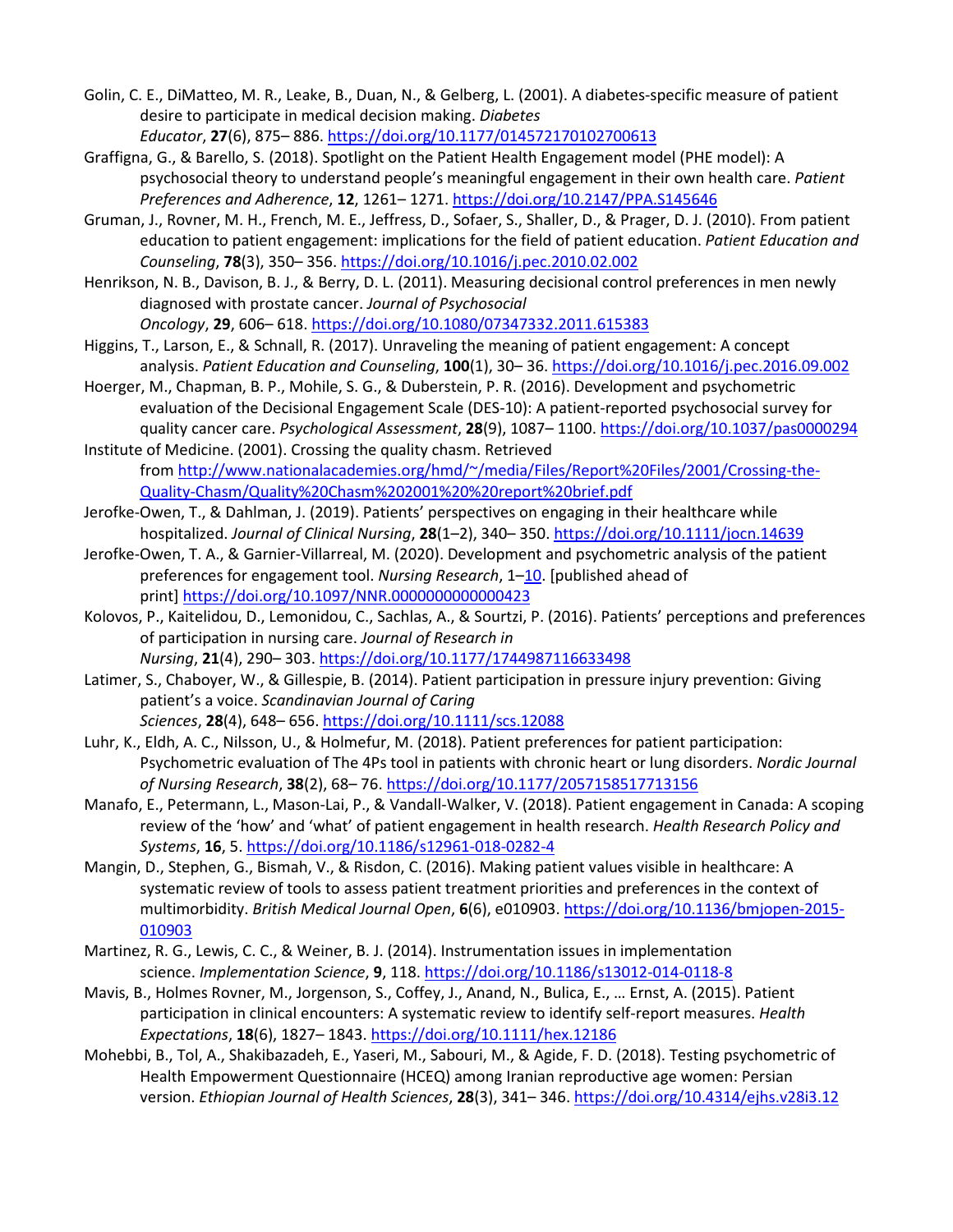Golin, C. E., DiMatteo, M. R., Leake, B., Duan, N., & Gelberg, L. (2001). A diabetes-specific measure of patient desire to participate in medical decision making. *Diabetes Educator*, **27**(6), 875– 886. https://doi.org/10.1177/014572170102700613

Graffigna, G., & Barello, S. (2018). Spotlight on the Patient Health Engagement model (PHE model): A psychosocial theory to understand people's meaningful engagement in their own health care. *Patient Preferences and Adherence*, **12**, 1261– 1271. https://doi.org/10.2147/PPA.S145646

Gruman, J., Rovner, M. H., French, M. E., Jeffress, D., Sofaer, S., Shaller, D., & Prager, D. J. (2010). From patient education to patient engagement: implications for the field of patient education. *Patient Education and Counseling*, **78**(3), 350– 356. https://doi.org/10.1016/j.pec.2010.02.002

Henrikson, N. B., Davison, B. J., & Berry, D. L. (2011). Measuring decisional control preferences in men newly diagnosed with prostate cancer. *Journal of Psychosocial Oncology*, **29**, 606– 618. https://doi.org/10.1080/07347332.2011.615383

Higgins, T., Larson, E., & Schnall, R. (2017). Unraveling the meaning of patient engagement: A concept analysis. *Patient Education and Counseling*, **100**(1), 30– 36. https://doi.org/10.1016/j.pec.2016.09.002

Hoerger, M., Chapman, B. P., Mohile, S. G., & Duberstein, P. R. (2016). Development and psychometric evaluation of the Decisional Engagement Scale (DES-10): A patient-reported psychosocial survey for quality cancer care. *Psychological Assessment*, **28**(9), 1087– 1100. https://doi.org/10.1037/pas0000294

Institute of Medicine. (2001). Crossing the quality chasm. Retrieved from http://www.nationalacademies.org/hmd/~/media/Files/Report%20Files/2001/Crossing-the-Quality-Chasm/Quality%20Chasm%202001%20%20report%20brief.pdf

Jerofke-Owen, T., & Dahlman, J. (2019). Patients' perspectives on engaging in their healthcare while hospitalized. *Journal of Clinical Nursing*, **28**(1–2), 340– 350. https://doi.org/10.1111/jocn.14639

Jerofke-Owen, T. A., & Garnier-Villarreal, M. (2020). Development and psychometric analysis of the patient preferences for engagement tool. *Nursing Research*, 1–10. [published ahead of print] https://doi.org/10.1097/NNR.0000000000000423

Kolovos, P., Kaitelidou, D., Lemonidou, C., Sachlas, A., & Sourtzi, P. (2016). Patients' perceptions and preferences of participation in nursing care. *Journal of Research in Nursing*, **21**(4), 290– 303. https://doi.org/10.1177/1744987116633498

Latimer, S., Chaboyer, W., & Gillespie, B. (2014). Patient participation in pressure injury prevention: Giving patient's a voice. *Scandinavian Journal of Caring Sciences*, **28**(4), 648– 656. https://doi.org/10.1111/scs.12088

Luhr, K., Eldh, A. C., Nilsson, U., & Holmefur, M. (2018). Patient preferences for patient participation: Psychometric evaluation of The 4Ps tool in patients with chronic heart or lung disorders. *Nordic Journal of Nursing Research*, **38**(2), 68– 76. https://doi.org/10.1177/2057158517713156

Manafo, E., Petermann, L., Mason-Lai, P., & Vandall-Walker, V. (2018). Patient engagement in Canada: A scoping review of the 'how' and 'what' of patient engagement in health research. *Health Research Policy and Systems*, **16**, 5. https://doi.org/10.1186/s12961-018-0282-4

Mangin, D., Stephen, G., Bismah, V., & Risdon, C. (2016). Making patient values visible in healthcare: A systematic review of tools to assess patient treatment priorities and preferences in the context of multimorbidity. *British Medical Journal Open*, **6**(6), e010903. https://doi.org/10.1136/bmjopen-2015-010903

Martinez, R. G., Lewis, C. C., & Weiner, B. J. (2014). Instrumentation issues in implementation science. *Implementation Science*, **9**, 118. https://doi.org/10.1186/s13012-014-0118-8

Mavis, B., Holmes Rovner, M., Jorgenson, S., Coffey, J., Anand, N., Bulica, E., … Ernst, A. (2015). Patient participation in clinical encounters: A systematic review to identify self-report measures. *Health Expectations*, **18**(6), 1827– 1843. https://doi.org/10.1111/hex.12186

Mohebbi, B., Tol, A., Shakibazadeh, E., Yaseri, M., Sabouri, M., & Agide, F. D. (2018). Testing psychometric of Health Empowerment Questionnaire (HCEQ) among Iranian reproductive age women: Persian version. *Ethiopian Journal of Health Sciences*, **28**(3), 341– 346. https://doi.org/10.4314/ejhs.v28i3.12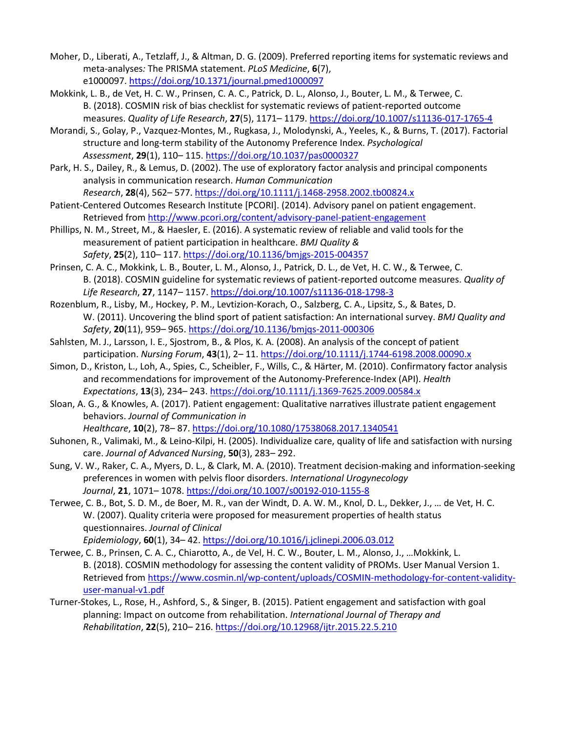Moher, D., Liberati, A., Tetzlaff, J., & Altman, D. G. (2009). Preferred reporting items for systematic reviews and meta-analyses*:* The PRISMA statement. *PLoS Medicine*, **6**(7), e1000097. https://doi.org/10.1371/journal.pmed1000097

Mokkink, L. B., de Vet, H. C. W., Prinsen, C. A. C., Patrick, D. L., Alonso, J., Bouter, L. M., & Terwee, C. B. (2018). COSMIN risk of bias checklist for systematic reviews of patient-reported outcome measures. *Quality of Life Research*, **27**(5), 1171– 1179. https://doi.org/10.1007/s11136-017-1765-4

Morandi, S., Golay, P., Vazquez-Montes, M., Rugkasa, J., Molodynski, A., Yeeles, K., & Burns, T. (2017). Factorial structure and long-term stability of the Autonomy Preference Index. *Psychological Assessment*, **29**(1), 110– 115. https://doi.org/10.1037/pas0000327

Park, H. S., Dailey, R., & Lemus, D. (2002). The use of exploratory factor analysis and principal components analysis in communication research. *Human Communication Research*, **28**(4), 562– 577. https://doi.org/10.1111/j.1468-2958.2002.tb00824.x

Patient-Centered Outcomes Research Institute [PCORI]. (2014). Advisory panel on patient engagement. Retrieved from http://www.pcori.org/content/advisory-panel-patient-engagement

Phillips, N. M., Street, M., & Haesler, E. (2016). A systematic review of reliable and valid tools for the measurement of patient participation in healthcare. *BMJ Quality & Safety*, **25**(2), 110– 117. https://doi.org/10.1136/bmjqs-2015-004357

Prinsen, C. A. C., Mokkink, L. B., Bouter, L. M., Alonso, J., Patrick, D. L., de Vet, H. C. W., & Terwee, C. B. (2018). COSMIN guideline for systematic reviews of patient-reported outcome measures. *Quality of Life Research*, **27**, 1147– 1157. https://doi.org/10.1007/s11136-018-1798-3

Rozenblum, R., Lisby, M., Hockey, P. M., Levtzion-Korach, O., Salzberg, C. A., Lipsitz, S., & Bates, D. W. (2011). Uncovering the blind sport of patient satisfaction: An international survey. *BMJ Quality and Safety*, **20**(11), 959– 965. https://doi.org/10.1136/bmjqs-2011-000306

Sahlsten, M. J., Larsson, I. E., Sjostrom, B., & Plos, K. A. (2008). An analysis of the concept of patient participation. *Nursing Forum*, **43**(1), 2– 11. https://doi.org/10.1111/j.1744-6198.2008.00090.x

Simon, D., Kriston, L., Loh, A., Spies, C., Scheibler, F., Wills, C., & Härter, M. (2010). Confirmatory factor analysis and recommendations for improvement of the Autonomy-Preference-Index (API). *Health Expectations*, **13**(3), 234– 243. https://doi.org/10.1111/j.1369-7625.2009.00584.x

Sloan, A. G., & Knowles, A. (2017). Patient engagement: Qualitative narratives illustrate patient engagement behaviors. *Journal of Communication in Healthcare*, **10**(2), 78– 87. https://doi.org/10.1080/17538068.2017.1340541

Suhonen, R., Valimaki, M., & Leino-Kilpi, H. (2005). Individualize care, quality of life and satisfaction with nursing care. *Journal of Advanced Nursing*, **50**(3), 283– 292.

Sung, V. W., Raker, C. A., Myers, D. L., & Clark, M. A. (2010). Treatment decision-making and information-seeking preferences in women with pelvis floor disorders. *International Urogynecology Journal*, **21**, 1071– 1078. https://doi.org/10.1007/s00192-010-1155-8

Terwee, C. B., Bot, S. D. M., de Boer, M. R., van der Windt, D. A. W. M., Knol, D. L., Dekker, J., … de Vet, H. C. W. (2007). Quality criteria were proposed for measurement properties of health status questionnaires. *Journal of Clinical Epidemiology*, **60**(1), 34– 42. https://doi.org/10.1016/j.jclinepi.2006.03.012

Terwee, C. B., Prinsen, C. A. C., Chiarotto, A., de Vel, H. C. W., Bouter, L. M., Alonso, J., …Mokkink, L. B. (2018). COSMIN methodology for assessing the content validity of PROMs. User Manual Version 1. Retrieved from https://www.cosmin.nl/wp-content/uploads/COSMIN-methodology-for-content-validity-user-manual-v1.pdf

Turner-Stokes, L., Rose, H., Ashford, S., & Singer, B. (2015). Patient engagement and satisfaction with goal planning: Impact on outcome from rehabilitation. *International Journal of Therapy and Rehabilitation*, **22**(5), 210– 216. https://doi.org/10.12968/ijtr.2015.22.5.210